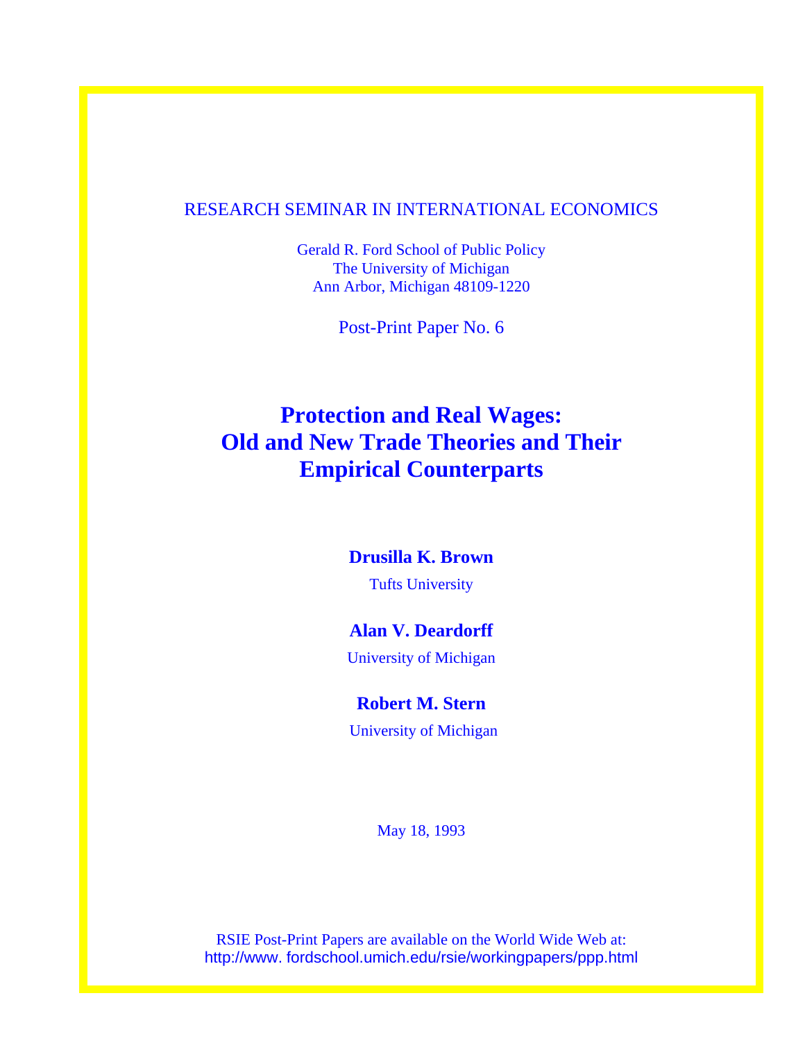RESEARCH SEMINAR IN INTERNATIONAL ECONOMICS

Gerald R. Ford School of Public Policy
The University of Michigan
Ann Arbor, Michigan 48109-1220

Post-Print Paper No. 6

# Protection and Real Wages: Old and New Trade Theories and Their Empirical Counterparts

**Drusilla K. Brown**
Tufts University

**Alan V. Deardorff**
University of Michigan

**Robert M. Stern**
University of Michigan

May 18, 1993

RSIE Post-Print Papers are available on the World Wide Web at:
http://www. fordschool.umich.edu/rsie/workingpapers/ppp.html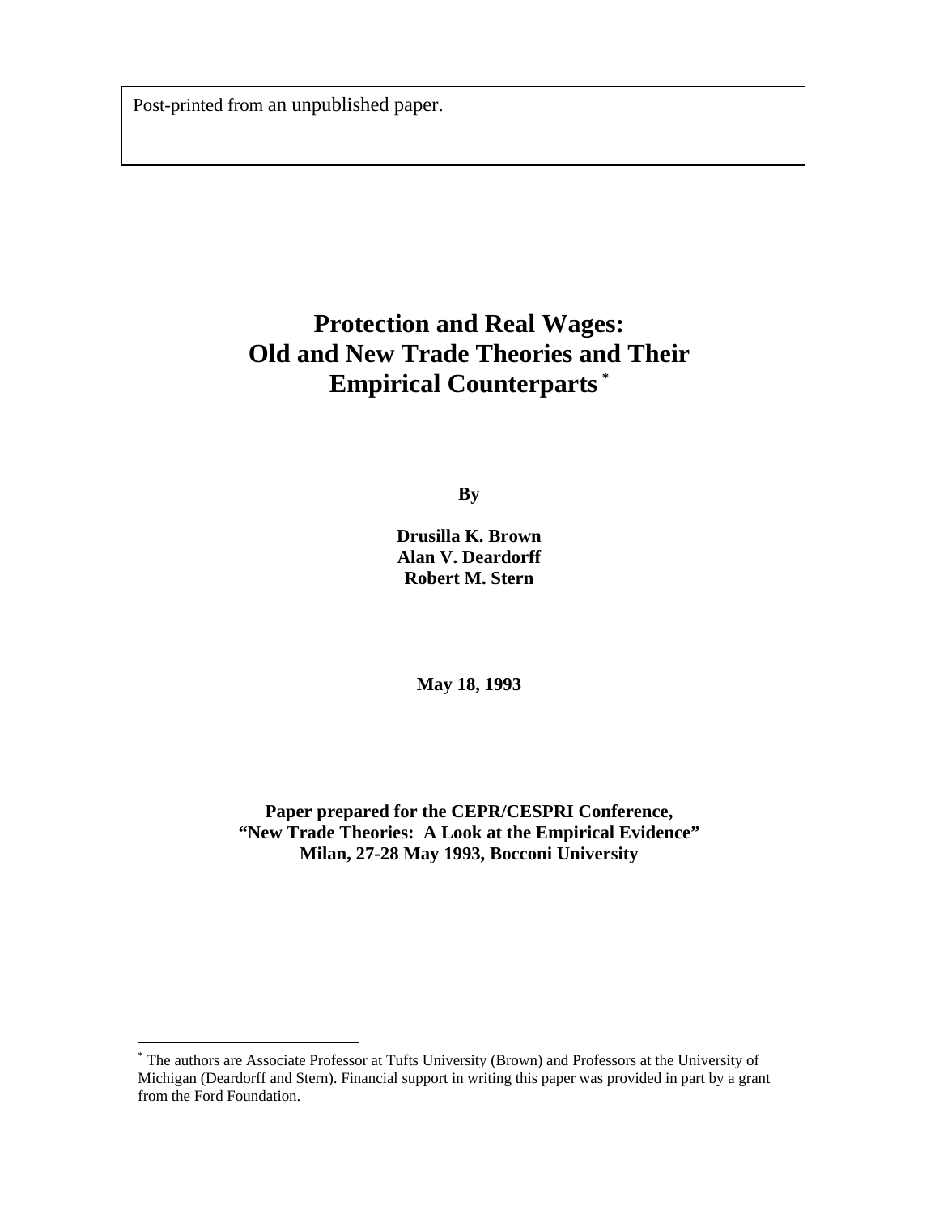Post-printed from an unpublished paper.

# Protection and Real Wages: Old and New Trade Theories and Their Empirical Counterparts [*]

**By**

**Drusilla K. Brown**
**Alan V. Deardorff**
**Robert M. Stern**

**May 18, 1993**

**Paper prepared for the CEPR/CESPRI Conference, "New Trade Theories: A Look at the Empirical Evidence" Milan, 27-28 May 1993, Bocconi University**

[*] The authors are Associate Professor at Tufts University (Brown) and Professors at the University of Michigan (Deardorff and Stern). Financial support in writing this paper was provided in part by a grant from the Ford Foundation.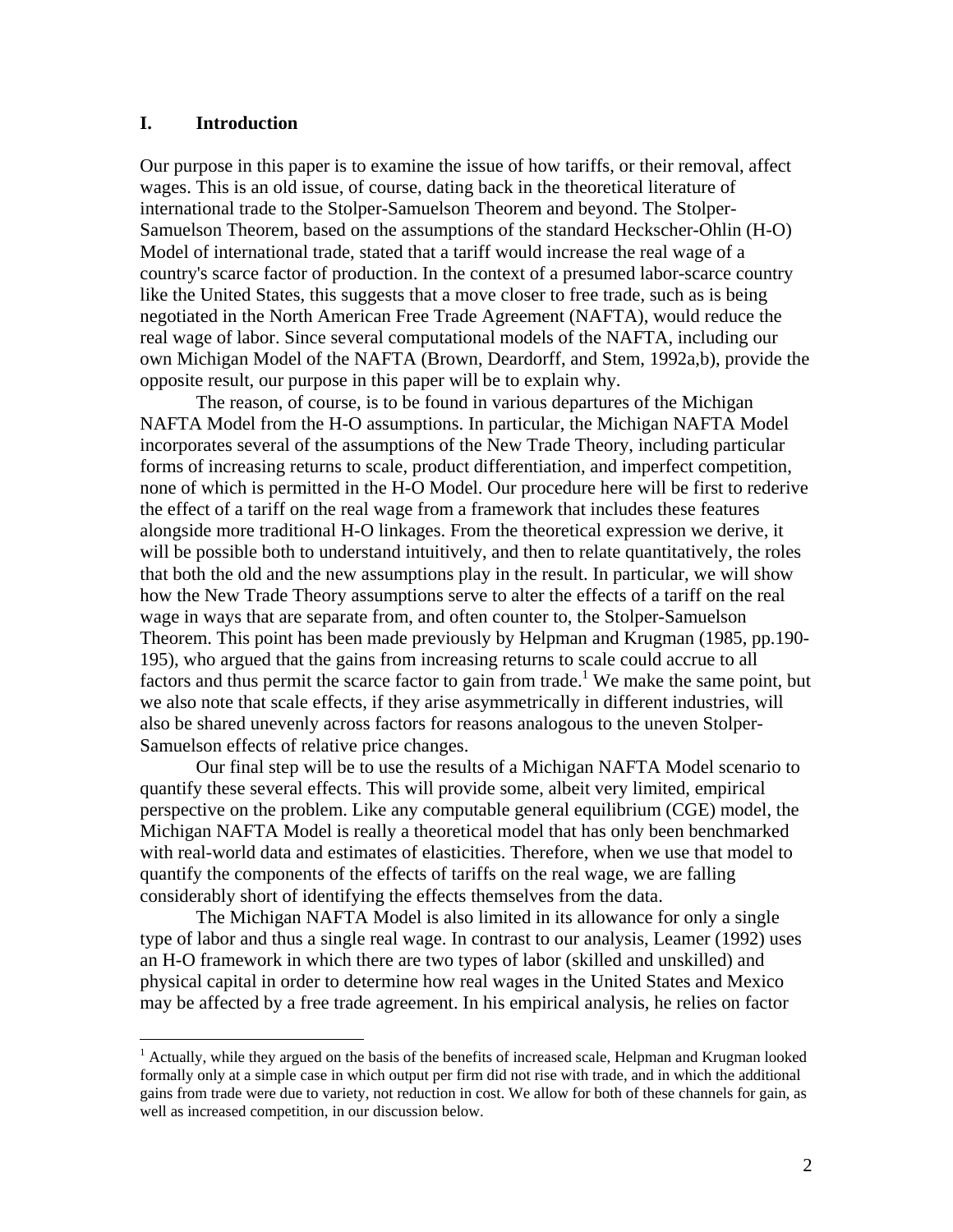## I. Introduction

Our purpose in this paper is to examine the issue of how tariffs, or their removal, affect wages. This is an old issue, of course, dating back in the theoretical literature of international trade to the Stolper-Samuelson Theorem and beyond. The Stolper-Samuelson Theorem, based on the assumptions of the standard Heckscher-Ohlin (H-O) Model of international trade, stated that a tariff would increase the real wage of a country's scarce factor of production. In the context of a presumed labor-scarce country like the United States, this suggests that a move closer to free trade, such as is being negotiated in the North American Free Trade Agreement (NAFTA), would reduce the real wage of labor. Since several computational models of the NAFTA, including our own Michigan Model of the NAFTA (Brown, Deardorff, and Stem, 1992a,b), provide the opposite result, our purpose in this paper will be to explain why.

The reason, of course, is to be found in various departures of the Michigan NAFTA Model from the H-O assumptions. In particular, the Michigan NAFTA Model incorporates several of the assumptions of the New Trade Theory, including particular forms of increasing returns to scale, product differentiation, and imperfect competition, none of which is permitted in the H-O Model. Our procedure here will be first to rederive the effect of a tariff on the real wage from a framework that includes these features alongside more traditional H-O linkages. From the theoretical expression we derive, it will be possible both to understand intuitively, and then to relate quantitatively, the roles that both the old and the new assumptions play in the result. In particular, we will show how the New Trade Theory assumptions serve to alter the effects of a tariff on the real wage in ways that are separate from, and often counter to, the Stolper-Samuelson Theorem. This point has been made previously by Helpman and Krugman (1985, pp.190-195), who argued that the gains from increasing returns to scale could accrue to all factors and thus permit the scarce factor to gain from trade.[1] We make the same point, but we also note that scale effects, if they arise asymmetrically in different industries, will also be shared unevenly across factors for reasons analogous to the uneven Stolper-Samuelson effects of relative price changes.

Our final step will be to use the results of a Michigan NAFTA Model scenario to quantify these several effects. This will provide some, albeit very limited, empirical perspective on the problem. Like any computable general equilibrium (CGE) model, the Michigan NAFTA Model is really a theoretical model that has only been benchmarked with real-world data and estimates of elasticities. Therefore, when we use that model to quantify the components of the effects of tariffs on the real wage, we are falling considerably short of identifying the effects themselves from the data.

The Michigan NAFTA Model is also limited in its allowance for only a single type of labor and thus a single real wage. In contrast to our analysis, Leamer (1992) uses an H-O framework in which there are two types of labor (skilled and unskilled) and physical capital in order to determine how real wages in the United States and Mexico may be affected by a free trade agreement. In his empirical analysis, he relies on factor

[1] Actually, while they argued on the basis of the benefits of increased scale, Helpman and Krugman looked formally only at a simple case in which output per firm did not rise with trade, and in which the additional gains from trade were due to variety, not reduction in cost. We allow for both of these channels for gain, as well as increased competition, in our discussion below.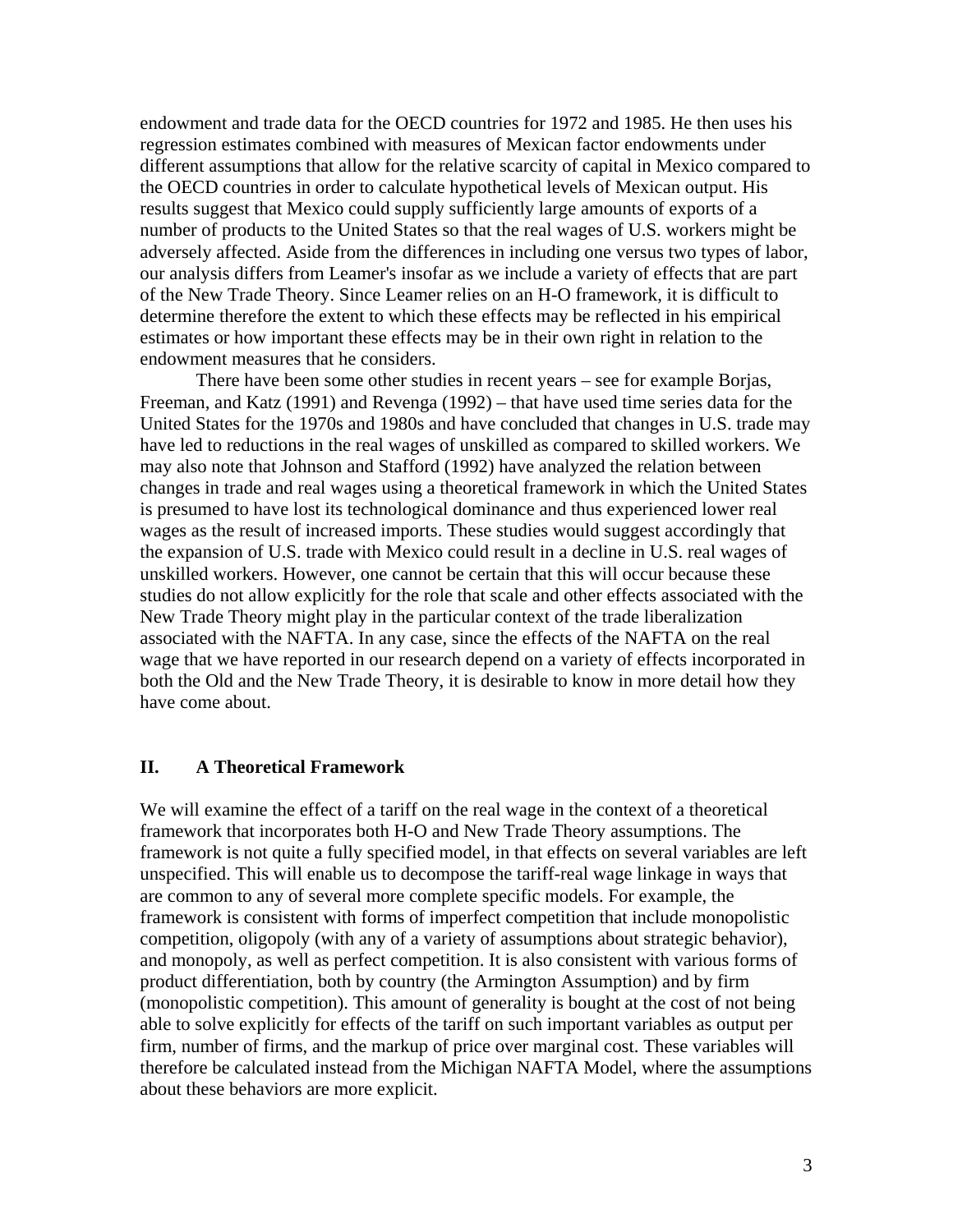endowment and trade data for the OECD countries for 1972 and 1985. He then uses his regression estimates combined with measures of Mexican factor endowments under different assumptions that allow for the relative scarcity of capital in Mexico compared to the OECD countries in order to calculate hypothetical levels of Mexican output. His results suggest that Mexico could supply sufficiently large amounts of exports of a number of products to the United States so that the real wages of U.S. workers might be adversely affected. Aside from the differences in including one versus two types of labor, our analysis differs from Leamer's insofar as we include a variety of effects that are part of the New Trade Theory. Since Leamer relies on an H-O framework, it is difficult to determine therefore the extent to which these effects may be reflected in his empirical estimates or how important these effects may be in their own right in relation to the endowment measures that he considers.

There have been some other studies in recent years – see for example Borjas, Freeman, and Katz (1991) and Revenga (1992) – that have used time series data for the United States for the 1970s and 1980s and have concluded that changes in U.S. trade may have led to reductions in the real wages of unskilled as compared to skilled workers. We may also note that Johnson and Stafford (1992) have analyzed the relation between changes in trade and real wages using a theoretical framework in which the United States is presumed to have lost its technological dominance and thus experienced lower real wages as the result of increased imports. These studies would suggest accordingly that the expansion of U.S. trade with Mexico could result in a decline in U.S. real wages of unskilled workers. However, one cannot be certain that this will occur because these studies do not allow explicitly for the role that scale and other effects associated with the New Trade Theory might play in the particular context of the trade liberalization associated with the NAFTA. In any case, since the effects of the NAFTA on the real wage that we have reported in our research depend on a variety of effects incorporated in both the Old and the New Trade Theory, it is desirable to know in more detail how they have come about.

## II. A Theoretical Framework

We will examine the effect of a tariff on the real wage in the context of a theoretical framework that incorporates both H-O and New Trade Theory assumptions. The framework is not quite a fully specified model, in that effects on several variables are left unspecified. This will enable us to decompose the tariff-real wage linkage in ways that are common to any of several more complete specific models. For example, the framework is consistent with forms of imperfect competition that include monopolistic competition, oligopoly (with any of a variety of assumptions about strategic behavior), and monopoly, as well as perfect competition. It is also consistent with various forms of product differentiation, both by country (the Armington Assumption) and by firm (monopolistic competition). This amount of generality is bought at the cost of not being able to solve explicitly for effects of the tariff on such important variables as output per firm, number of firms, and the markup of price over marginal cost. These variables will therefore be calculated instead from the Michigan NAFTA Model, where the assumptions about these behaviors are more explicit.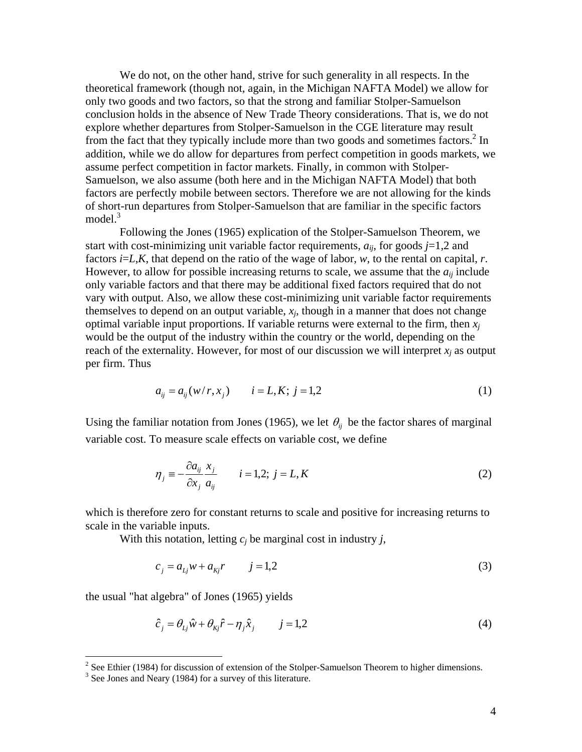We do not, on the other hand, strive for such generality in all respects. In the theoretical framework (though not, again, in the Michigan NAFTA Model) we allow for only two goods and two factors, so that the strong and familiar Stolper-Samuelson conclusion holds in the absence of New Trade Theory considerations. That is, we do not explore whether departures from Stolper-Samuelson in the CGE literature may result from the fact that they typically include more than two goods and sometimes factors.[2] In addition, while we do allow for departures from perfect competition in goods markets, we assume perfect competition in factor markets. Finally, in common with Stolper-Samuelson, we also assume (both here and in the Michigan NAFTA Model) that both factors are perfectly mobile between sectors. Therefore we are not allowing for the kinds of short-run departures from Stolper-Samuelson that are familiar in the specific factors model.[3]

Following the Jones (1965) explication of the Stolper-Samuelson Theorem, we start with cost-minimizing unit variable factor requirements, $a_{ij}$, for goods $j$=1,2 and factors $i$=$L$,$K$, that depend on the ratio of the wage of labor, $w$, to the rental on capital, $r$. However, to allow for possible increasing returns to scale, we assume that the $a_{ij}$ include only variable factors and that there may be additional fixed factors required that do not vary with output. Also, we allow these cost-minimizing unit variable factor requirements themselves to depend on an output variable, $x_j$, though in a manner that does not change optimal variable input proportions. If variable returns were external to the firm, then $x_j$ would be the output of the industry within the country or the world, depending on the reach of the externality. However, for most of our discussion we will interpret $x_j$ as output per firm. Thus

$$a_{ij} = a_{ij}(w/r, x_j) \qquad i = L, K;\ j = 1,2 \tag{1}$$

Using the familiar notation from Jones (1965), we let $\theta_{ij}$ be the factor shares of marginal variable cost. To measure scale effects on variable cost, we define

$$\eta_j \equiv -\frac{\partial a_{ij}}{\partial x_j}\frac{x_j}{a_{ij}} \qquad i = 1,2;\ j = L, K \tag{2}$$

which is therefore zero for constant returns to scale and positive for increasing returns to scale in the variable inputs.

With this notation, letting $c_j$ be marginal cost in industry $j$,

$$c_j = a_{Lj}w + a_{Kj}r \qquad j = 1,2 \tag{3}$$

the usual "hat algebra" of Jones (1965) yields

$$\hat{c}_j = \theta_{Lj}\hat{w} + \theta_{Kj}\hat{r} - \eta_j\hat{x}_j \qquad j = 1,2 \tag{4}$$

[2] See Ethier (1984) for discussion of extension of the Stolper-Samuelson Theorem to higher dimensions.

[3] See Jones and Neary (1984) for a survey of this literature.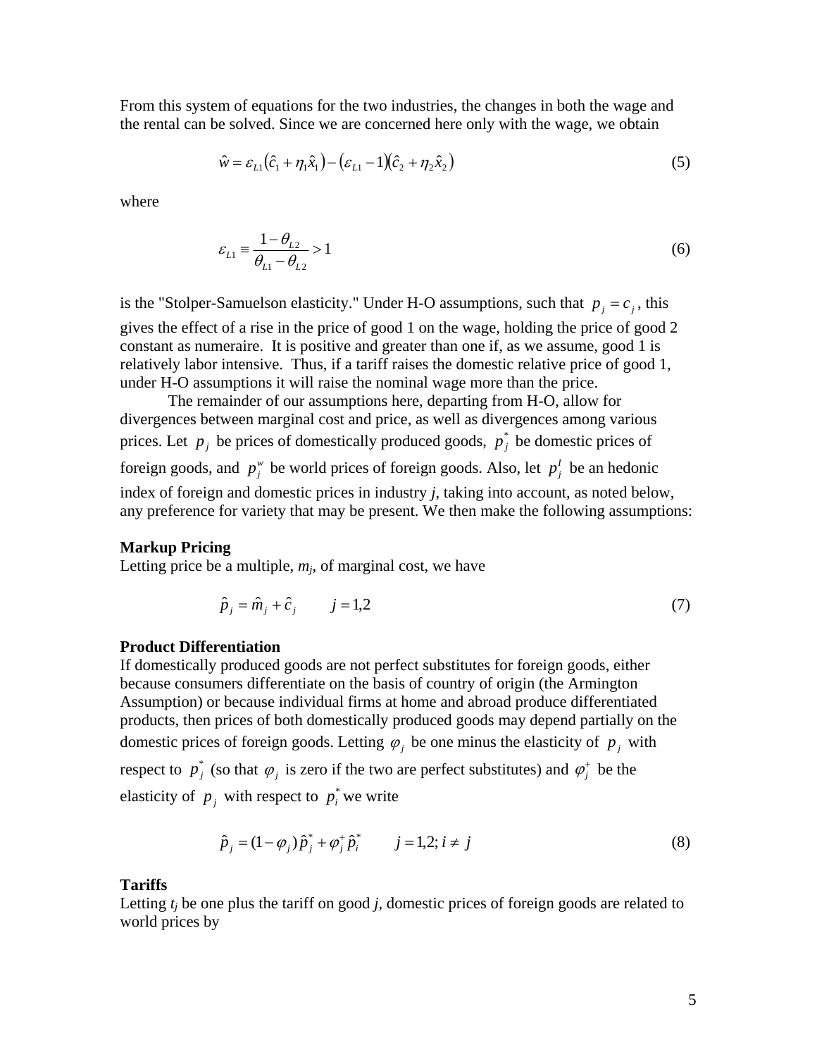From this system of equations for the two industries, the changes in both the wage and the rental can be solved. Since we are concerned here only with the wage, we obtain

$$\hat{w} = \varepsilon_{L1}\left(\hat{c}_1 + \eta_1 \hat{x}_1\right) - \left(\varepsilon_{L1} - 1\right)\left(\hat{c}_2 + \eta_2 \hat{x}_2\right) \tag{5}$$

where

$$\varepsilon_{L1} \equiv \frac{1 - \theta_{L2}}{\theta_{L1} - \theta_{L2}} > 1 \tag{6}$$

is the "Stolper-Samuelson elasticity." Under H-O assumptions, such that $p_j = c_j$, this gives the effect of a rise in the price of good 1 on the wage, holding the price of good 2 constant as numeraire. It is positive and greater than one if, as we assume, good 1 is relatively labor intensive. Thus, if a tariff raises the domestic relative price of good 1, under H-O assumptions it will raise the nominal wage more than the price.

The remainder of our assumptions here, departing from H-O, allow for divergences between marginal cost and price, as well as divergences among various prices. Let $p_j$ be prices of domestically produced goods, $p_j^*$ be domestic prices of foreign goods, and $p_j^w$ be world prices of foreign goods. Also, let $p_j^I$ be an hedonic index of foreign and domestic prices in industry *j*, taking into account, as noted below, any preference for variety that may be present. We then make the following assumptions:

**Markup Pricing**

Letting price be a multiple, $m_j$, of marginal cost, we have

$$\hat{p}_j = \hat{m}_j + \hat{c}_j \qquad j = 1,2 \tag{7}$$

**Product Differentiation**

If domestically produced goods are not perfect substitutes for foreign goods, either because consumers differentiate on the basis of country of origin (the Armington Assumption) or because individual firms at home and abroad produce differentiated products, then prices of both domestically produced goods may depend partially on the domestic prices of foreign goods. Letting $\varphi_j$ be one minus the elasticity of $p_j$ with respect to $p_j^*$ (so that $\varphi_j$ is zero if the two are perfect substitutes) and $\varphi_j^+$ be the elasticity of $p_j$ with respect to $p_i^*$ we write

$$\hat{p}_j = (1 - \varphi_j)\,\hat{p}_j^* + \varphi_j^+ \hat{p}_i^* \qquad j = 1,2;\, i \neq j \tag{8}$$

**Tariffs**

Letting $t_j$ be one plus the tariff on good *j*, domestic prices of foreign goods are related to world prices by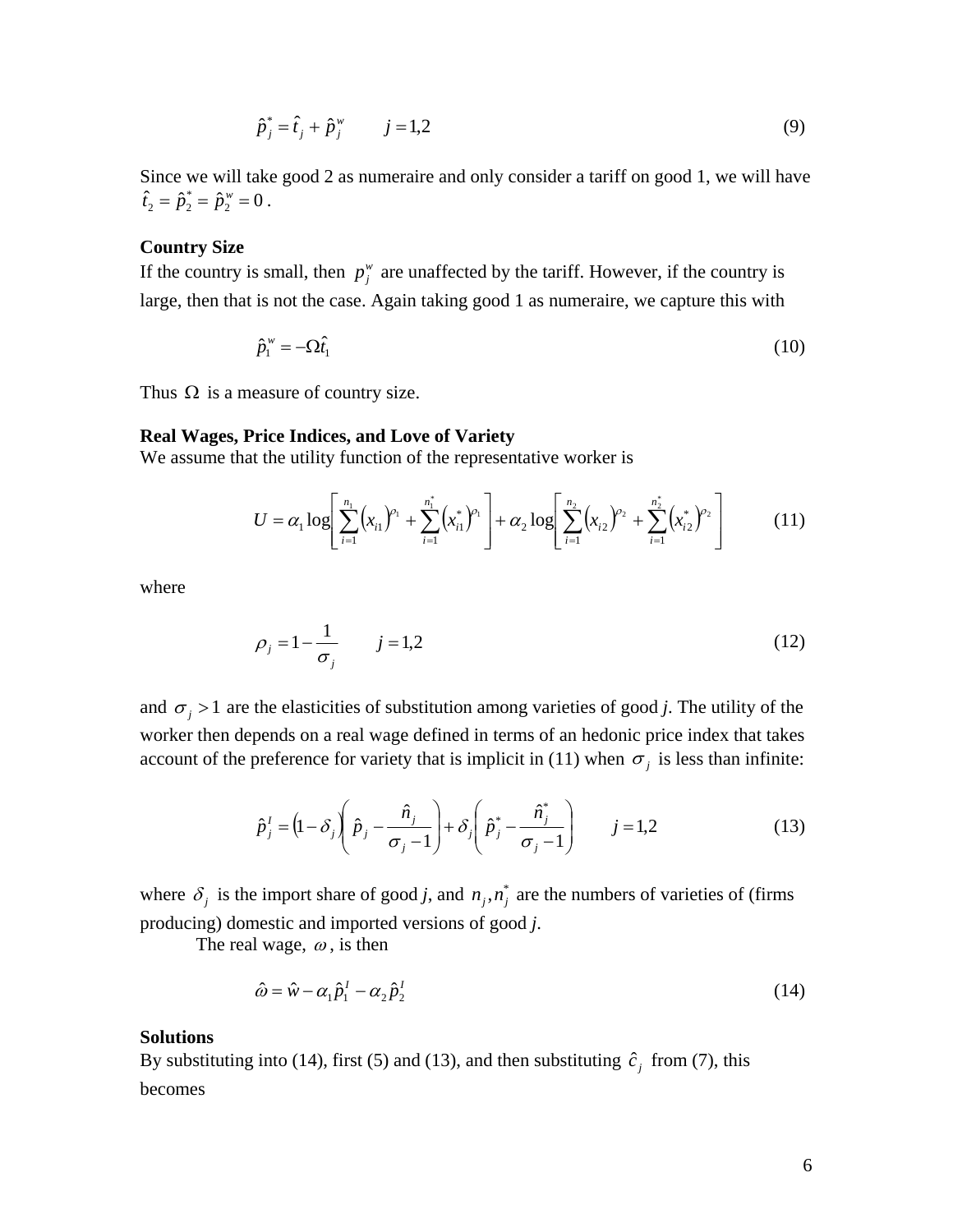$$\hat{p}_j^* = \hat{t}_j + \hat{p}_j^w \qquad j = 1,2 \tag{9}$$

Since we will take good 2 as numeraire and only consider a tariff on good 1, we will have $\hat{t}_2 = \hat{p}_2^* = \hat{p}_2^w = 0$ .

**Country Size**

If the country is small, then $p_j^w$ are unaffected by the tariff. However, if the country is large, then that is not the case. Again taking good 1 as numeraire, we capture this with

$$\hat{p}_1^w = -\Omega \hat{t}_1 \tag{10}$$

Thus $\Omega$ is a measure of country size.

**Real Wages, Price Indices, and Love of Variety**

We assume that the utility function of the representative worker is

$$U = \alpha_1 \log\left[\sum_{i=1}^{n_1} (x_{i1})^{\rho_1} + \sum_{i=1}^{n_1^*} (x_{i1}^*)^{\rho_1}\right] + \alpha_2 \log\left[\sum_{i=1}^{n_2} (x_{i2})^{\rho_2} + \sum_{i=1}^{n_2^*} (x_{i2}^*)^{\rho_2}\right] \tag{11}$$

where

$$\rho_j = 1 - \frac{1}{\sigma_j} \qquad j = 1,2 \tag{12}$$

and $\sigma_j > 1$ are the elasticities of substitution among varieties of good *j*. The utility of the worker then depends on a real wage defined in terms of an hedonic price index that takes account of the preference for variety that is implicit in (11) when $\sigma_j$ is less than infinite:

$$\hat{p}_j^I = (1 - \delta_j)\left(\hat{p}_j - \frac{\hat{n}_j}{\sigma_j - 1}\right) + \delta_j\left(\hat{p}_j^* - \frac{\hat{n}_j^*}{\sigma_j - 1}\right) \qquad j = 1,2 \tag{13}$$

where $\delta_j$ is the import share of good *j*, and $n_j, n_j^*$ are the numbers of varieties of (firms producing) domestic and imported versions of good *j*.

The real wage, $\omega$, is then

$$\hat{\omega} = \hat{w} - \alpha_1 \hat{p}_1^I - \alpha_2 \hat{p}_2^I \tag{14}$$

**Solutions**

By substituting into (14), first (5) and (13), and then substituting $\hat{c}_j$ from (7), this becomes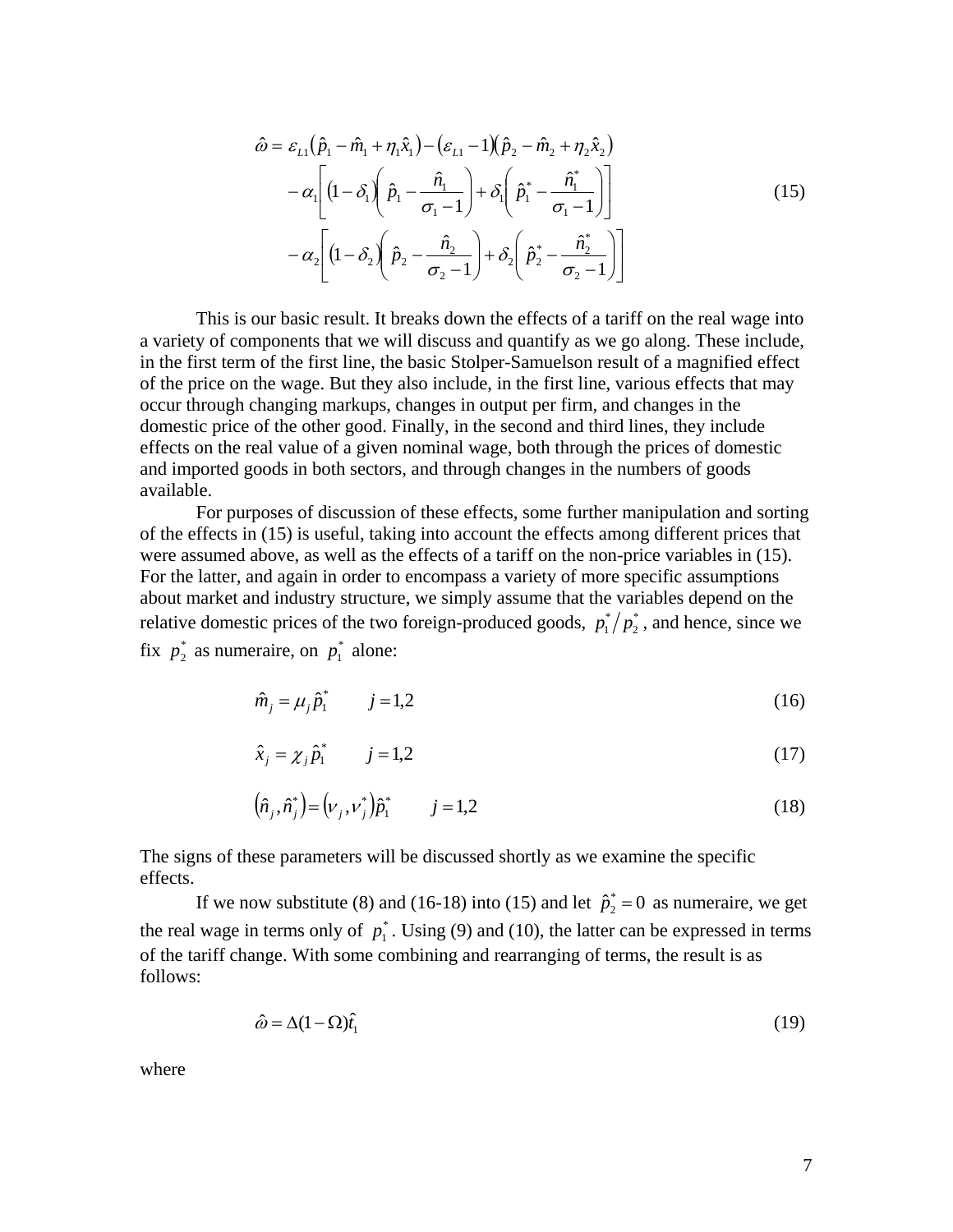$$
\begin{aligned}
\hat{\omega} = {} & \varepsilon_{L1}\left(\hat{p}_1 - \hat{m}_1 + \eta_1 \hat{x}_1\right) - \left(\varepsilon_{L1} - 1\right)\left(\hat{p}_2 - \hat{m}_2 + \eta_2 \hat{x}_2\right) \\
& - \alpha_1 \left[ \left(1 - \delta_1\right)\left( \hat{p}_1 - \frac{\hat{n}_1}{\sigma_1 - 1} \right) + \delta_1 \left( \hat{p}_1^* - \frac{\hat{n}_1^*}{\sigma_1 - 1} \right) \right] \\
& - \alpha_2 \left[ \left(1 - \delta_2\right)\left( \hat{p}_2 - \frac{\hat{n}_2}{\sigma_2 - 1} \right) + \delta_2 \left( \hat{p}_2^* - \frac{\hat{n}_2^*}{\sigma_2 - 1} \right) \right]
\end{aligned}
\tag{15}
$$

This is our basic result. It breaks down the effects of a tariff on the real wage into a variety of components that we will discuss and quantify as we go along. These include, in the first term of the first line, the basic Stolper-Samuelson result of a magnified effect of the price on the wage. But they also include, in the first line, various effects that may occur through changing markups, changes in output per firm, and changes in the domestic price of the other good. Finally, in the second and third lines, they include effects on the real value of a given nominal wage, both through the prices of domestic and imported goods in both sectors, and through changes in the numbers of goods available.

For purposes of discussion of these effects, some further manipulation and sorting of the effects in (15) is useful, taking into account the effects among different prices that were assumed above, as well as the effects of a tariff on the non-price variables in (15). For the latter, and again in order to encompass a variety of more specific assumptions about market and industry structure, we simply assume that the variables depend on the relative domestic prices of the two foreign-produced goods, $p_1^*/p_2^*$, and hence, since we fix $p_2^*$ as numeraire, on $p_1^*$ alone:

$$
\hat{m}_j = \mu_j \hat{p}_1^* \qquad j = 1,2 \tag{16}
$$

$$
\hat{x}_j = \chi_j \hat{p}_1^* \qquad j = 1,2 \tag{17}
$$

$$
\left(\hat{n}_j, \hat{n}_j^*\right) = \left(\nu_j, \nu_j^*\right)\hat{p}_1^* \qquad j = 1,2 \tag{18}
$$

The signs of these parameters will be discussed shortly as we examine the specific effects.

If we now substitute (8) and (16-18) into (15) and let $\hat{p}_2^* = 0$ as numeraire, we get the real wage in terms only of $p_1^*$. Using (9) and (10), the latter can be expressed in terms of the tariff change. With some combining and rearranging of terms, the result is as follows:

$$
\hat{\omega} = \Delta(1 - \Omega)\hat{t}_1 \tag{19}
$$

where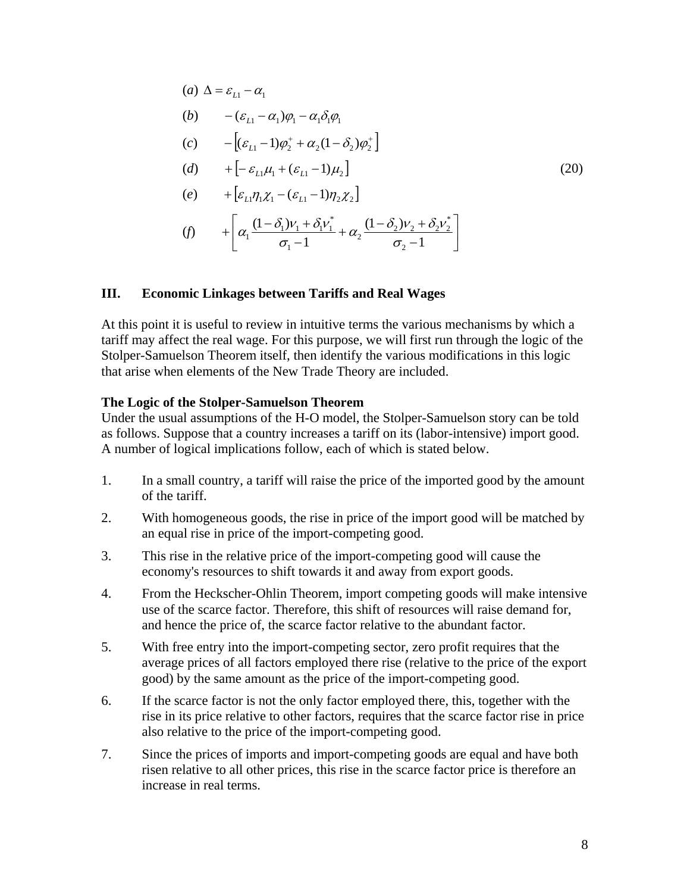$$
\begin{aligned}
&(a)\ \Delta = \varepsilon_{L1} - \alpha_1 \\
&(b) \qquad - (\varepsilon_{L1} - \alpha_1)\varphi_1 - \alpha_1 \delta_1 \varphi_1 \\
&(c) \qquad - \left[ (\varepsilon_{L1} - 1)\varphi_2^+ + \alpha_2 (1 - \delta_2)\varphi_2^+ \right] \\
&(d) \qquad + \left[ -\varepsilon_{L1}\mu_1 + (\varepsilon_{L1} - 1)\mu_2 \right] \\
&(e) \qquad + \left[ \varepsilon_{L1}\eta_1\chi_1 - (\varepsilon_{L1} - 1)\eta_2\chi_2 \right] \\
&(f) \qquad + \left[ \alpha_1 \frac{(1-\delta_1)\nu_1 + \delta_1 \nu_1^*}{\sigma_1 - 1} + \alpha_2 \frac{(1-\delta_2)\nu_2 + \delta_2 \nu_2^*}{\sigma_2 - 1} \right]
\end{aligned}
\qquad (20)
$$

## III. Economic Linkages between Tariffs and Real Wages

At this point it is useful to review in intuitive terms the various mechanisms by which a tariff may affect the real wage. For this purpose, we will first run through the logic of the Stolper-Samuelson Theorem itself, then identify the various modifications in this logic that arise when elements of the New Trade Theory are included.

### The Logic of the Stolper-Samuelson Theorem

Under the usual assumptions of the H-O model, the Stolper-Samuelson story can be told as follows. Suppose that a country increases a tariff on its (labor-intensive) import good. A number of logical implications follow, each of which is stated below.

1. In a small country, a tariff will raise the price of the imported good by the amount of the tariff.
2. With homogeneous goods, the rise in price of the import good will be matched by an equal rise in price of the import-competing good.
3. This rise in the relative price of the import-competing good will cause the economy's resources to shift towards it and away from export goods.
4. From the Heckscher-Ohlin Theorem, import competing goods will make intensive use of the scarce factor. Therefore, this shift of resources will raise demand for, and hence the price of, the scarce factor relative to the abundant factor.
5. With free entry into the import-competing sector, zero profit requires that the average prices of all factors employed there rise (relative to the price of the export good) by the same amount as the price of the import-competing good.
6. If the scarce factor is not the only factor employed there, this, together with the rise in its price relative to other factors, requires that the scarce factor rise in price also relative to the price of the import-competing good.
7. Since the prices of imports and import-competing goods are equal and have both risen relative to all other prices, this rise in the scarce factor price is therefore an increase in real terms.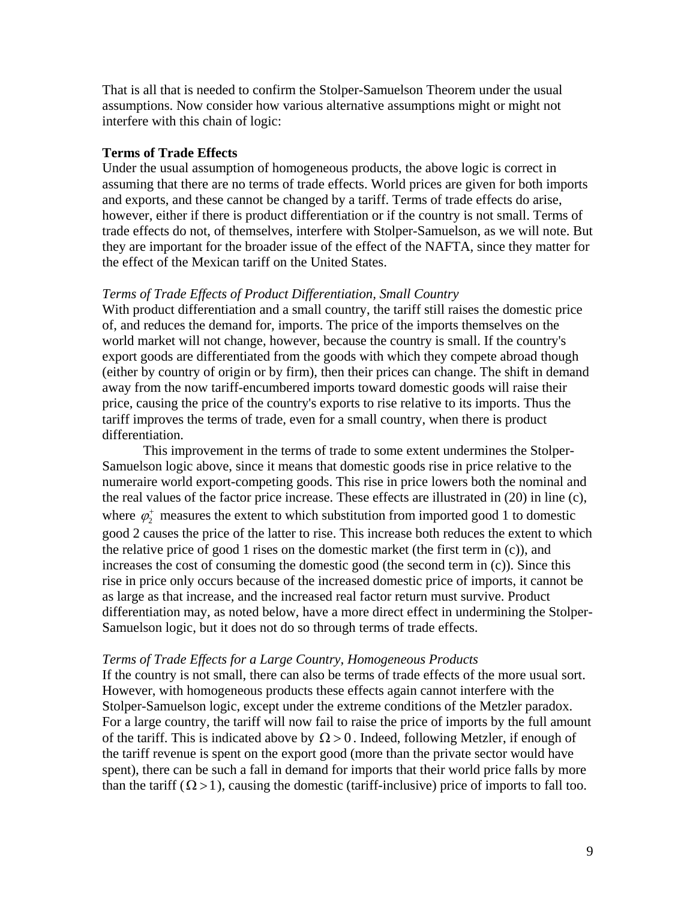That is all that is needed to confirm the Stolper-Samuelson Theorem under the usual assumptions. Now consider how various alternative assumptions might or might not interfere with this chain of logic:

**Terms of Trade Effects**

Under the usual assumption of homogeneous products, the above logic is correct in assuming that there are no terms of trade effects. World prices are given for both imports and exports, and these cannot be changed by a tariff. Terms of trade effects do arise, however, either if there is product differentiation or if the country is not small. Terms of trade effects do not, of themselves, interfere with Stolper-Samuelson, as we will note. But they are important for the broader issue of the effect of the NAFTA, since they matter for the effect of the Mexican tariff on the United States.

*Terms of Trade Effects of Product Differentiation, Small Country*

With product differentiation and a small country, the tariff still raises the domestic price of, and reduces the demand for, imports. The price of the imports themselves on the world market will not change, however, because the country is small. If the country's export goods are differentiated from the goods with which they compete abroad though (either by country of origin or by firm), then their prices can change. The shift in demand away from the now tariff-encumbered imports toward domestic goods will raise their price, causing the price of the country's exports to rise relative to its imports. Thus the tariff improves the terms of trade, even for a small country, when there is product differentiation.

This improvement in the terms of trade to some extent undermines the Stolper-Samuelson logic above, since it means that domestic goods rise in price relative to the numeraire world export-competing goods. This rise in price lowers both the nominal and the real values of the factor price increase. These effects are illustrated in (20) in line (c), where $\varphi_2^+$ measures the extent to which substitution from imported good 1 to domestic good 2 causes the price of the latter to rise. This increase both reduces the extent to which the relative price of good 1 rises on the domestic market (the first term in (c)), and increases the cost of consuming the domestic good (the second term in (c)). Since this rise in price only occurs because of the increased domestic price of imports, it cannot be as large as that increase, and the increased real factor return must survive. Product differentiation may, as noted below, have a more direct effect in undermining the Stolper-Samuelson logic, but it does not do so through terms of trade effects.

*Terms of Trade Effects for a Large Country, Homogeneous Products*

If the country is not small, there can also be terms of trade effects of the more usual sort. However, with homogeneous products these effects again cannot interfere with the Stolper-Samuelson logic, except under the extreme conditions of the Metzler paradox. For a large country, the tariff will now fail to raise the price of imports by the full amount of the tariff. This is indicated above by $\Omega > 0$. Indeed, following Metzler, if enough of the tariff revenue is spent on the export good (more than the private sector would have spent), there can be such a fall in demand for imports that their world price falls by more than the tariff ($\Omega > 1$), causing the domestic (tariff-inclusive) price of imports to fall too.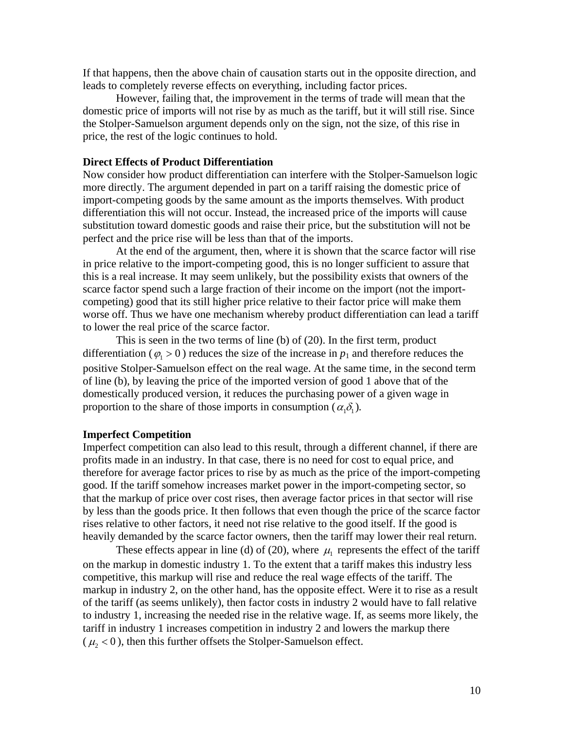If that happens, then the above chain of causation starts out in the opposite direction, and leads to completely reverse effects on everything, including factor prices.

However, failing that, the improvement in the terms of trade will mean that the domestic price of imports will not rise by as much as the tariff, but it will still rise. Since the Stolper-Samuelson argument depends only on the sign, not the size, of this rise in price, the rest of the logic continues to hold.

**Direct Effects of Product Differentiation**

Now consider how product differentiation can interfere with the Stolper-Samuelson logic more directly. The argument depended in part on a tariff raising the domestic price of import-competing goods by the same amount as the imports themselves. With product differentiation this will not occur. Instead, the increased price of the imports will cause substitution toward domestic goods and raise their price, but the substitution will not be perfect and the price rise will be less than that of the imports.

At the end of the argument, then, where it is shown that the scarce factor will rise in price relative to the import-competing good, this is no longer sufficient to assure that this is a real increase. It may seem unlikely, but the possibility exists that owners of the scarce factor spend such a large fraction of their income on the import (not the import-competing) good that its still higher price relative to their factor price will make them worse off. Thus we have one mechanism whereby product differentiation can lead a tariff to lower the real price of the scarce factor.

This is seen in the two terms of line (b) of (20). In the first term, product differentiation ($\varphi_1 > 0$) reduces the size of the increase in $p_1$ and therefore reduces the positive Stolper-Samuelson effect on the real wage. At the same time, in the second term of line (b), by leaving the price of the imported version of good 1 above that of the domestically produced version, it reduces the purchasing power of a given wage in proportion to the share of those imports in consumption ($\alpha_1\delta_1$).

**Imperfect Competition**

Imperfect competition can also lead to this result, through a different channel, if there are profits made in an industry. In that case, there is no need for cost to equal price, and therefore for average factor prices to rise by as much as the price of the import-competing good. If the tariff somehow increases market power in the import-competing sector, so that the markup of price over cost rises, then average factor prices in that sector will rise by less than the goods price. It then follows that even though the price of the scarce factor rises relative to other factors, it need not rise relative to the good itself. If the good is heavily demanded by the scarce factor owners, then the tariff may lower their real return.

These effects appear in line (d) of (20), where $\mu_1$ represents the effect of the tariff on the markup in domestic industry 1. To the extent that a tariff makes this industry less competitive, this markup will rise and reduce the real wage effects of the tariff. The markup in industry 2, on the other hand, has the opposite effect. Were it to rise as a result of the tariff (as seems unlikely), then factor costs in industry 2 would have to fall relative to industry 1, increasing the needed rise in the relative wage. If, as seems more likely, the tariff in industry 1 increases competition in industry 2 and lowers the markup there ($\mu_2 < 0$), then this further offsets the Stolper-Samuelson effect.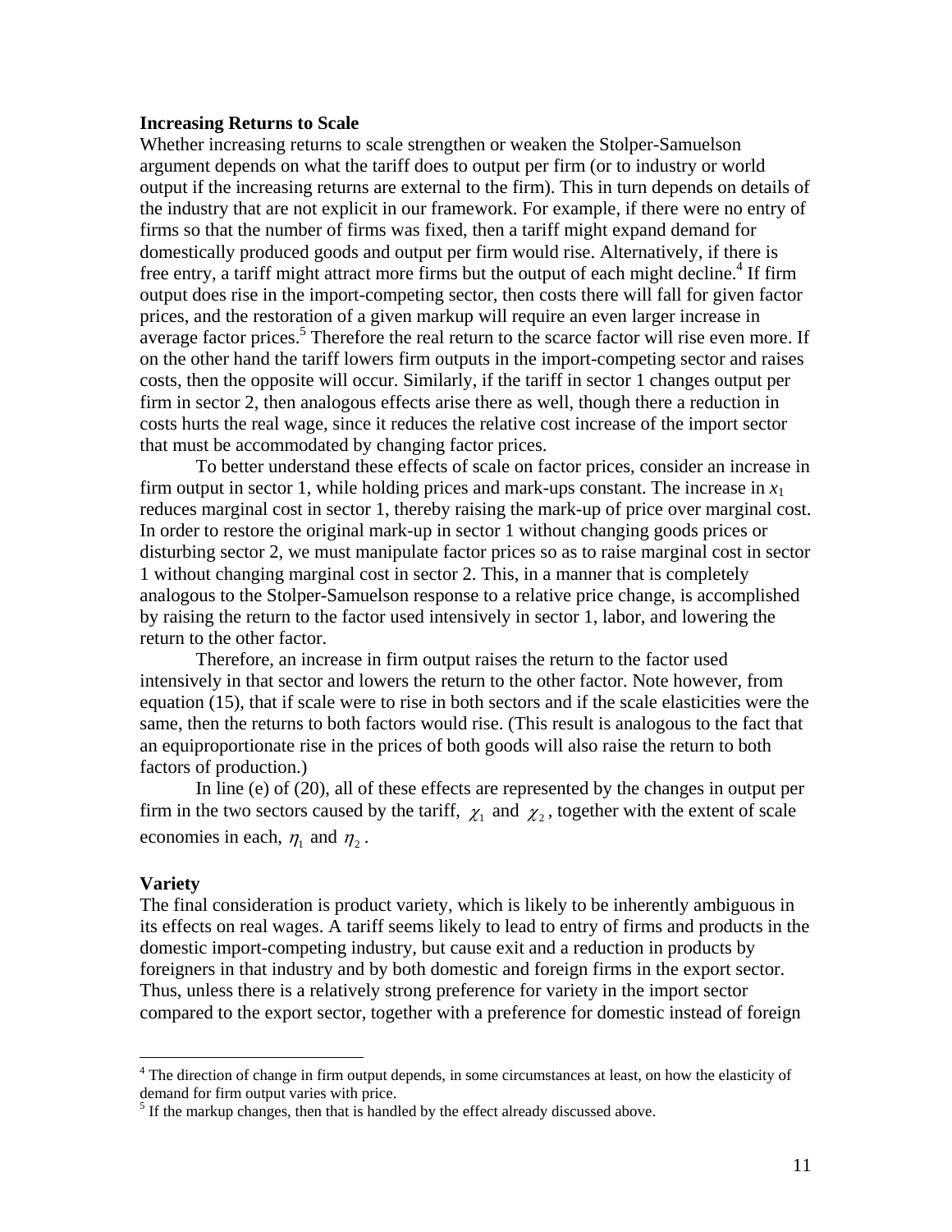**Increasing Returns to Scale**

Whether increasing returns to scale strengthen or weaken the Stolper-Samuelson argument depends on what the tariff does to output per firm (or to industry or world output if the increasing returns are external to the firm). This in turn depends on details of the industry that are not explicit in our framework. For example, if there were no entry of firms so that the number of firms was fixed, then a tariff might expand demand for domestically produced goods and output per firm would rise. Alternatively, if there is free entry, a tariff might attract more firms but the output of each might decline.[4] If firm output does rise in the import-competing sector, then costs there will fall for given factor prices, and the restoration of a given markup will require an even larger increase in average factor prices.[5] Therefore the real return to the scarce factor will rise even more. If on the other hand the tariff lowers firm outputs in the import-competing sector and raises costs, then the opposite will occur. Similarly, if the tariff in sector 1 changes output per firm in sector 2, then analogous effects arise there as well, though there a reduction in costs hurts the real wage, since it reduces the relative cost increase of the import sector that must be accommodated by changing factor prices.

To better understand these effects of scale on factor prices, consider an increase in firm output in sector 1, while holding prices and mark-ups constant. The increase in $x_1$ reduces marginal cost in sector 1, thereby raising the mark-up of price over marginal cost. In order to restore the original mark-up in sector 1 without changing goods prices or disturbing sector 2, we must manipulate factor prices so as to raise marginal cost in sector 1 without changing marginal cost in sector 2. This, in a manner that is completely analogous to the Stolper-Samuelson response to a relative price change, is accomplished by raising the return to the factor used intensively in sector 1, labor, and lowering the return to the other factor.

Therefore, an increase in firm output raises the return to the factor used intensively in that sector and lowers the return to the other factor. Note however, from equation (15), that if scale were to rise in both sectors and if the scale elasticities were the same, then the returns to both factors would rise. (This result is analogous to the fact that an equiproportionate rise in the prices of both goods will also raise the return to both factors of production.)

In line (e) of (20), all of these effects are represented by the changes in output per firm in the two sectors caused by the tariff, $\chi_1$ and $\chi_2$, together with the extent of scale economies in each, $\eta_1$ and $\eta_2$.

**Variety**

The final consideration is product variety, which is likely to be inherently ambiguous in its effects on real wages. A tariff seems likely to lead to entry of firms and products in the domestic import-competing industry, but cause exit and a reduction in products by foreigners in that industry and by both domestic and foreign firms in the export sector. Thus, unless there is a relatively strong preference for variety in the import sector compared to the export sector, together with a preference for domestic instead of foreign

[4] The direction of change in firm output depends, in some circumstances at least, on how the elasticity of demand for firm output varies with price.

[5] If the markup changes, then that is handled by the effect already discussed above.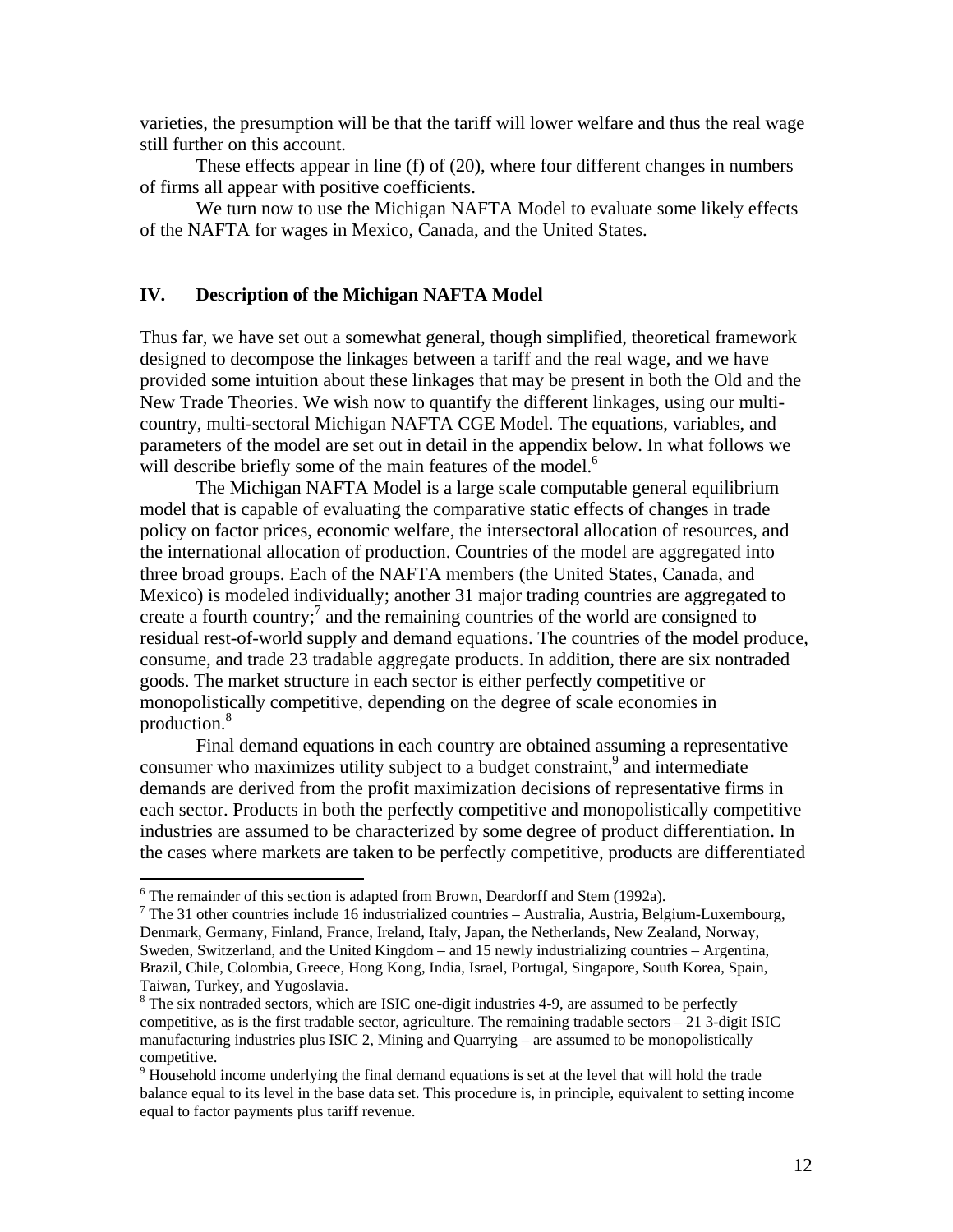varieties, the presumption will be that the tariff will lower welfare and thus the real wage still further on this account.

These effects appear in line (f) of (20), where four different changes in numbers of firms all appear with positive coefficients.

We turn now to use the Michigan NAFTA Model to evaluate some likely effects of the NAFTA for wages in Mexico, Canada, and the United States.

## IV. Description of the Michigan NAFTA Model

Thus far, we have set out a somewhat general, though simplified, theoretical framework designed to decompose the linkages between a tariff and the real wage, and we have provided some intuition about these linkages that may be present in both the Old and the New Trade Theories. We wish now to quantify the different linkages, using our multi-country, multi-sectoral Michigan NAFTA CGE Model. The equations, variables, and parameters of the model are set out in detail in the appendix below. In what follows we will describe briefly some of the main features of the model.[6]

The Michigan NAFTA Model is a large scale computable general equilibrium model that is capable of evaluating the comparative static effects of changes in trade policy on factor prices, economic welfare, the intersectoral allocation of resources, and the international allocation of production. Countries of the model are aggregated into three broad groups. Each of the NAFTA members (the United States, Canada, and Mexico) is modeled individually; another 31 major trading countries are aggregated to create a fourth country;[7] and the remaining countries of the world are consigned to residual rest-of-world supply and demand equations. The countries of the model produce, consume, and trade 23 tradable aggregate products. In addition, there are six nontraded goods. The market structure in each sector is either perfectly competitive or monopolistically competitive, depending on the degree of scale economies in production.[8]

Final demand equations in each country are obtained assuming a representative consumer who maximizes utility subject to a budget constraint,[9] and intermediate demands are derived from the profit maximization decisions of representative firms in each sector. Products in both the perfectly competitive and monopolistically competitive industries are assumed to be characterized by some degree of product differentiation. In the cases where markets are taken to be perfectly competitive, products are differentiated

---

[6] The remainder of this section is adapted from Brown, Deardorff and Stern (1992a).

[7] The 31 other countries include 16 industrialized countries – Australia, Austria, Belgium-Luxembourg, Denmark, Germany, Finland, France, Ireland, Italy, Japan, the Netherlands, New Zealand, Norway, Sweden, Switzerland, and the United Kingdom – and 15 newly industrializing countries – Argentina, Brazil, Chile, Colombia, Greece, Hong Kong, India, Israel, Portugal, Singapore, South Korea, Spain, Taiwan, Turkey, and Yugoslavia.

[8] The six nontraded sectors, which are ISIC one-digit industries 4-9, are assumed to be perfectly competitive, as is the first tradable sector, agriculture. The remaining tradable sectors – 21 3-digit ISIC manufacturing industries plus ISIC 2, Mining and Quarrying – are assumed to be monopolistically competitive.

[9] Household income underlying the final demand equations is set at the level that will hold the trade balance equal to its level in the base data set. This procedure is, in principle, equivalent to setting income equal to factor payments plus tariff revenue.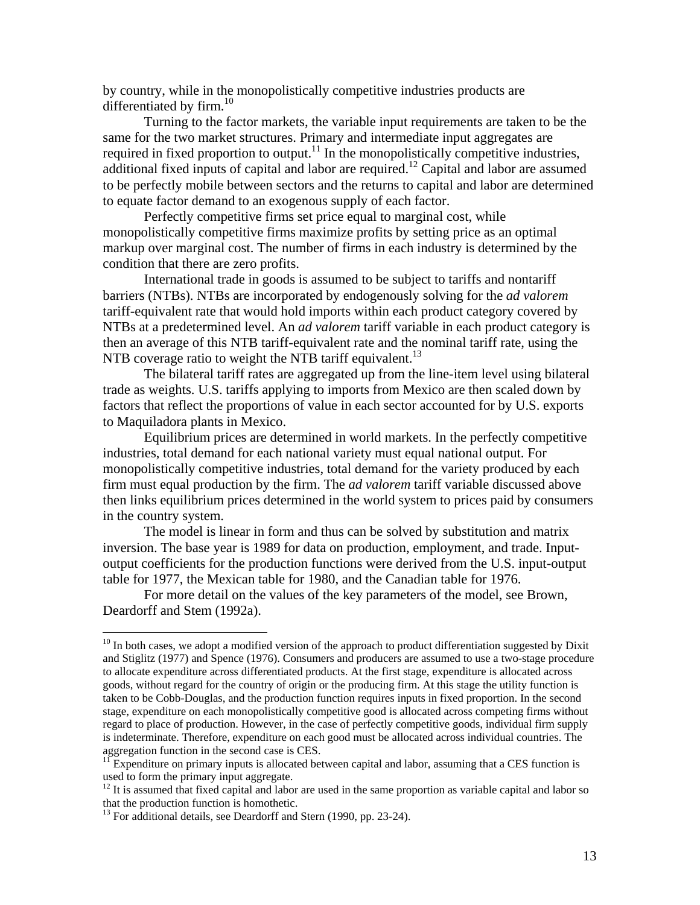by country, while in the monopolistically competitive industries products are differentiated by firm.[10]

Turning to the factor markets, the variable input requirements are taken to be the same for the two market structures. Primary and intermediate input aggregates are required in fixed proportion to output.[11] In the monopolistically competitive industries, additional fixed inputs of capital and labor are required.[12] Capital and labor are assumed to be perfectly mobile between sectors and the returns to capital and labor are determined to equate factor demand to an exogenous supply of each factor.

Perfectly competitive firms set price equal to marginal cost, while monopolistically competitive firms maximize profits by setting price as an optimal markup over marginal cost. The number of firms in each industry is determined by the condition that there are zero profits.

International trade in goods is assumed to be subject to tariffs and nontariff barriers (NTBs). NTBs are incorporated by endogenously solving for the *ad valorem* tariff-equivalent rate that would hold imports within each product category covered by NTBs at a predetermined level. An *ad valorem* tariff variable in each product category is then an average of this NTB tariff-equivalent rate and the nominal tariff rate, using the NTB coverage ratio to weight the NTB tariff equivalent.[13]

The bilateral tariff rates are aggregated up from the line-item level using bilateral trade as weights. U.S. tariffs applying to imports from Mexico are then scaled down by factors that reflect the proportions of value in each sector accounted for by U.S. exports to Maquiladora plants in Mexico.

Equilibrium prices are determined in world markets. In the perfectly competitive industries, total demand for each national variety must equal national output. For monopolistically competitive industries, total demand for the variety produced by each firm must equal production by the firm. The *ad valorem* tariff variable discussed above then links equilibrium prices determined in the world system to prices paid by consumers in the country system.

The model is linear in form and thus can be solved by substitution and matrix inversion. The base year is 1989 for data on production, employment, and trade. Input-output coefficients for the production functions were derived from the U.S. input-output table for 1977, the Mexican table for 1980, and the Canadian table for 1976.

For more detail on the values of the key parameters of the model, see Brown, Deardorff and Stem (1992a).

---

[10] In both cases, we adopt a modified version of the approach to product differentiation suggested by Dixit and Stiglitz (1977) and Spence (1976). Consumers and producers are assumed to use a two-stage procedure to allocate expenditure across differentiated products. At the first stage, expenditure is allocated across goods, without regard for the country of origin or the producing firm. At this stage the utility function is taken to be Cobb-Douglas, and the production function requires inputs in fixed proportion. In the second stage, expenditure on each monopolistically competitive good is allocated across competing firms without regard to place of production. However, in the case of perfectly competitive goods, individual firm supply is indeterminate. Therefore, expenditure on each good must be allocated across individual countries. The aggregation function in the second case is CES.

[11] Expenditure on primary inputs is allocated between capital and labor, assuming that a CES function is used to form the primary input aggregate.

[12] It is assumed that fixed capital and labor are used in the same proportion as variable capital and labor so that the production function is homothetic.

[13] For additional details, see Deardorff and Stern (1990, pp. 23-24).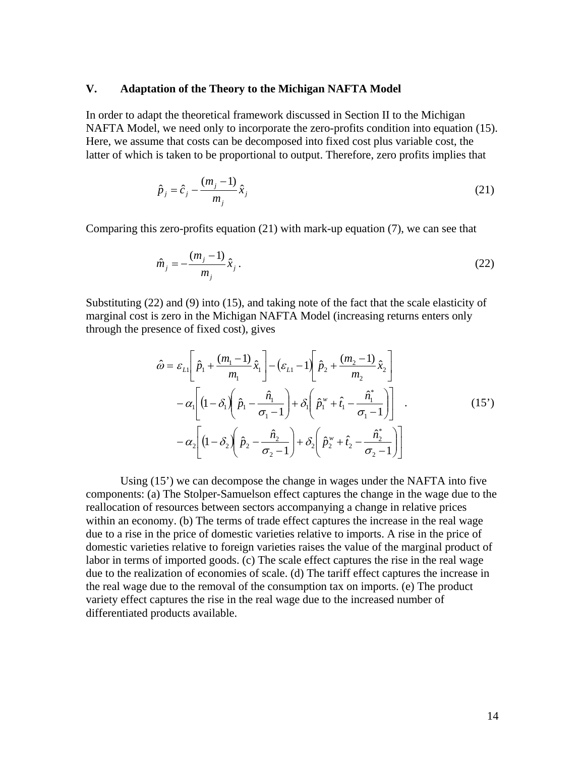## V. Adaptation of the Theory to the Michigan NAFTA Model

In order to adapt the theoretical framework discussed in Section II to the Michigan NAFTA Model, we need only to incorporate the zero-profits condition into equation (15). Here, we assume that costs can be decomposed into fixed cost plus variable cost, the latter of which is taken to be proportional to output. Therefore, zero profits implies that

$$\hat{p}_j = \hat{c}_j - \frac{(m_j - 1)}{m_j}\hat{x}_j \tag{21}$$

Comparing this zero-profits equation (21) with mark-up equation (7), we can see that

$$\hat{m}_j = -\frac{(m_j - 1)}{m_j}\hat{x}_j \,. \tag{22}$$

Substituting (22) and (9) into (15), and taking note of the fact that the scale elasticity of marginal cost is zero in the Michigan NAFTA Model (increasing returns enters only through the presence of fixed cost), gives

$$\begin{aligned}
\hat{\omega} = {} & \varepsilon_{L1}\left[\hat{p}_1 + \frac{(m_1 - 1)}{m_1}\hat{x}_1\right] - \left(\varepsilon_{L1} - 1\right)\left[\hat{p}_2 + \frac{(m_2 - 1)}{m_2}\hat{x}_2\right] \\
& - \alpha_1\left[\left(1 - \delta_1\right)\left(\hat{p}_1 - \frac{\hat{n}_1}{\sigma_1 - 1}\right) + \delta_1\left(\hat{p}_1^w + \hat{t}_1 - \frac{\hat{n}_1^*}{\sigma_1 - 1}\right)\right] \\
& - \alpha_2\left[\left(1 - \delta_2\right)\left(\hat{p}_2 - \frac{\hat{n}_2}{\sigma_2 - 1}\right) + \delta_2\left(\hat{p}_2^w + \hat{t}_2 - \frac{\hat{n}_2^*}{\sigma_2 - 1}\right)\right]
\end{aligned} \quad . \tag{15'}$$

Using (15') we can decompose the change in wages under the NAFTA into five components: (a) The Stolper-Samuelson effect captures the change in the wage due to the reallocation of resources between sectors accompanying a change in relative prices within an economy. (b) The terms of trade effect captures the increase in the real wage due to a rise in the price of domestic varieties relative to imports. A rise in the price of domestic varieties relative to foreign varieties raises the value of the marginal product of labor in terms of imported goods. (c) The scale effect captures the rise in the real wage due to the realization of economies of scale. (d) The tariff effect captures the increase in the real wage due to the removal of the consumption tax on imports. (e) The product variety effect captures the rise in the real wage due to the increased number of differentiated products available.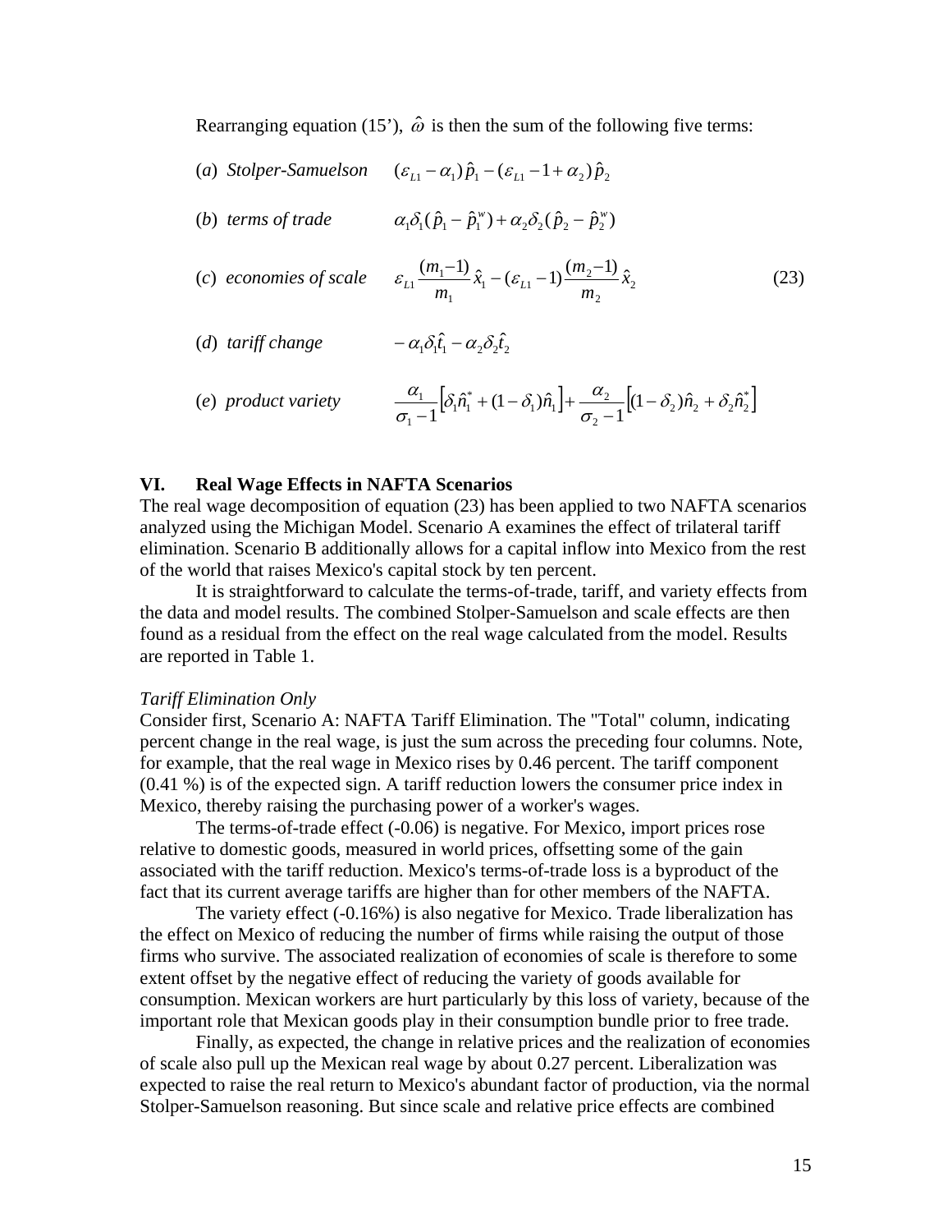Rearranging equation (15'), $\hat{\omega}$ is then the sum of the following five terms:

$$
\begin{aligned}
&(a)\ \textit{Stolper-Samuelson} && (\varepsilon_{L1} - \alpha_1)\,\hat{p}_1 - (\varepsilon_{L1} - 1 + \alpha_2)\,\hat{p}_2 \\
&(b)\ \textit{terms of trade} && \alpha_1 \delta_1 (\hat{p}_1 - \hat{p}_1^w) + \alpha_2 \delta_2 (\hat{p}_2 - \hat{p}_2^w) \\
&(c)\ \textit{economies of scale} && \varepsilon_{L1} \frac{(m_1 - 1)}{m_1} \hat{x}_1 - (\varepsilon_{L1} - 1) \frac{(m_2 - 1)}{m_2} \hat{x}_2 \qquad (23) \\
&(d)\ \textit{tariff change} && -\alpha_1 \delta_1 \hat{t}_1 - \alpha_2 \delta_2 \hat{t}_2 \\
&(e)\ \textit{product variety} && \frac{\alpha_1}{\sigma_1 - 1}\left[\delta_1 \hat{n}_1^* + (1 - \delta_1)\hat{n}_1\right] + \frac{\alpha_2}{\sigma_2 - 1}\left[(1 - \delta_2)\hat{n}_2 + \delta_2 \hat{n}_2^*\right]
\end{aligned}
$$

## VI. Real Wage Effects in NAFTA Scenarios

The real wage decomposition of equation (23) has been applied to two NAFTA scenarios analyzed using the Michigan Model. Scenario A examines the effect of trilateral tariff elimination. Scenario B additionally allows for a capital inflow into Mexico from the rest of the world that raises Mexico's capital stock by ten percent.

It is straightforward to calculate the terms-of-trade, tariff, and variety effects from the data and model results. The combined Stolper-Samuelson and scale effects are then found as a residual from the effect on the real wage calculated from the model. Results are reported in Table 1.

*Tariff Elimination Only*

Consider first, Scenario A: NAFTA Tariff Elimination. The "Total" column, indicating percent change in the real wage, is just the sum across the preceding four columns. Note, for example, that the real wage in Mexico rises by 0.46 percent. The tariff component (0.41 %) is of the expected sign. A tariff reduction lowers the consumer price index in Mexico, thereby raising the purchasing power of a worker's wages.

The terms-of-trade effect (-0.06) is negative. For Mexico, import prices rose relative to domestic goods, measured in world prices, offsetting some of the gain associated with the tariff reduction. Mexico's terms-of-trade loss is a byproduct of the fact that its current average tariffs are higher than for other members of the NAFTA.

The variety effect (-0.16%) is also negative for Mexico. Trade liberalization has the effect on Mexico of reducing the number of firms while raising the output of those firms who survive. The associated realization of economies of scale is therefore to some extent offset by the negative effect of reducing the variety of goods available for consumption. Mexican workers are hurt particularly by this loss of variety, because of the important role that Mexican goods play in their consumption bundle prior to free trade.

Finally, as expected, the change in relative prices and the realization of economies of scale also pull up the Mexican real wage by about 0.27 percent. Liberalization was expected to raise the real return to Mexico's abundant factor of production, via the normal Stolper-Samuelson reasoning. But since scale and relative price effects are combined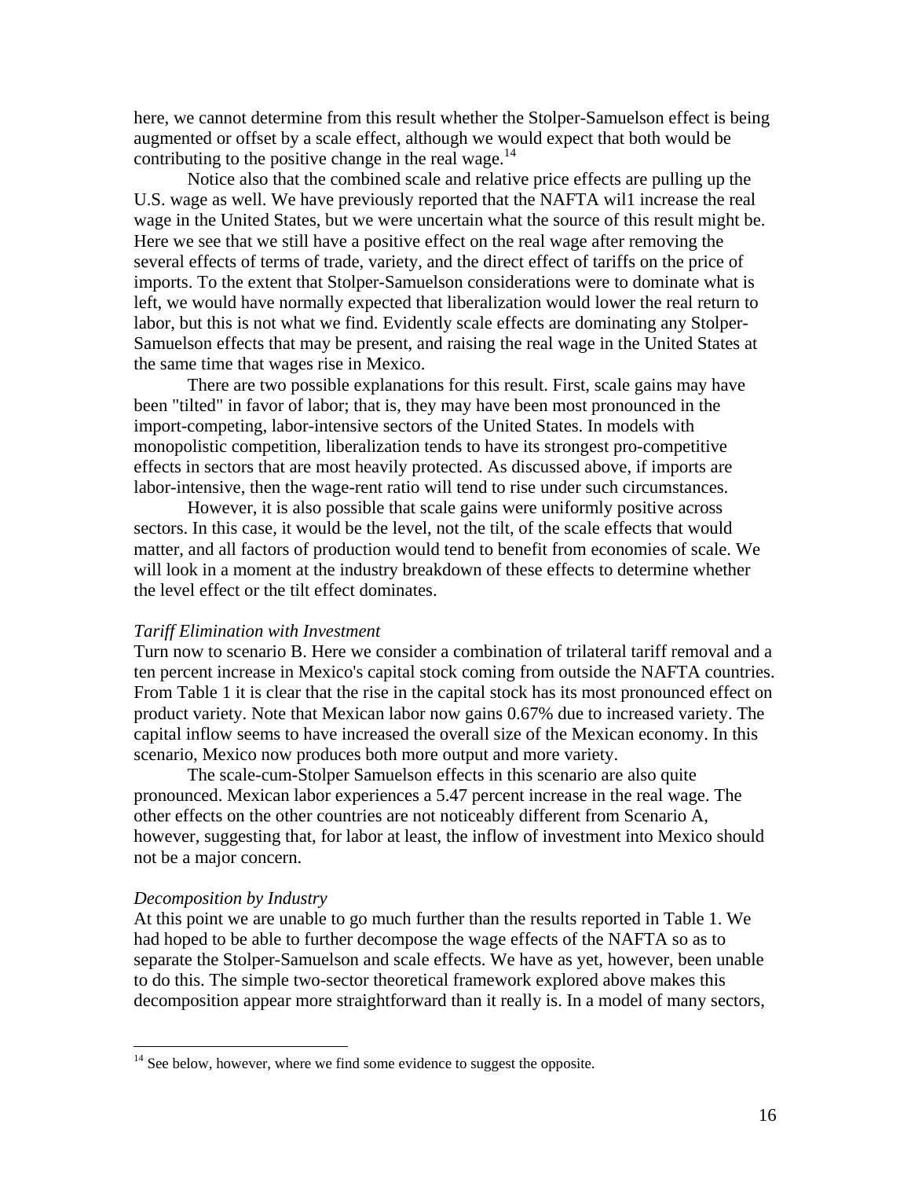here, we cannot determine from this result whether the Stolper-Samuelson effect is being augmented or offset by a scale effect, although we would expect that both would be contributing to the positive change in the real wage.[14]

Notice also that the combined scale and relative price effects are pulling up the U.S. wage as well. We have previously reported that the NAFTA wil1 increase the real wage in the United States, but we were uncertain what the source of this result might be. Here we see that we still have a positive effect on the real wage after removing the several effects of terms of trade, variety, and the direct effect of tariffs on the price of imports. To the extent that Stolper-Samuelson considerations were to dominate what is left, we would have normally expected that liberalization would lower the real return to labor, but this is not what we find. Evidently scale effects are dominating any Stolper-Samuelson effects that may be present, and raising the real wage in the United States at the same time that wages rise in Mexico.

There are two possible explanations for this result. First, scale gains may have been "tilted" in favor of labor; that is, they may have been most pronounced in the import-competing, labor-intensive sectors of the United States. In models with monopolistic competition, liberalization tends to have its strongest pro-competitive effects in sectors that are most heavily protected. As discussed above, if imports are labor-intensive, then the wage-rent ratio will tend to rise under such circumstances.

However, it is also possible that scale gains were uniformly positive across sectors. In this case, it would be the level, not the tilt, of the scale effects that would matter, and all factors of production would tend to benefit from economies of scale. We will look in a moment at the industry breakdown of these effects to determine whether the level effect or the tilt effect dominates.

*Tariff Elimination with Investment*

Turn now to scenario B. Here we consider a combination of trilateral tariff removal and a ten percent increase in Mexico's capital stock coming from outside the NAFTA countries. From Table 1 it is clear that the rise in the capital stock has its most pronounced effect on product variety. Note that Mexican labor now gains 0.67% due to increased variety. The capital inflow seems to have increased the overall size of the Mexican economy. In this scenario, Mexico now produces both more output and more variety.

The scale-cum-Stolper Samuelson effects in this scenario are also quite pronounced. Mexican labor experiences a 5.47 percent increase in the real wage. The other effects on the other countries are not noticeably different from Scenario A, however, suggesting that, for labor at least, the inflow of investment into Mexico should not be a major concern.

*Decomposition by Industry*

At this point we are unable to go much further than the results reported in Table 1. We had hoped to be able to further decompose the wage effects of the NAFTA so as to separate the Stolper-Samuelson and scale effects. We have as yet, however, been unable to do this. The simple two-sector theoretical framework explored above makes this decomposition appear more straightforward than it really is. In a model of many sectors,

[14] See below, however, where we find some evidence to suggest the opposite.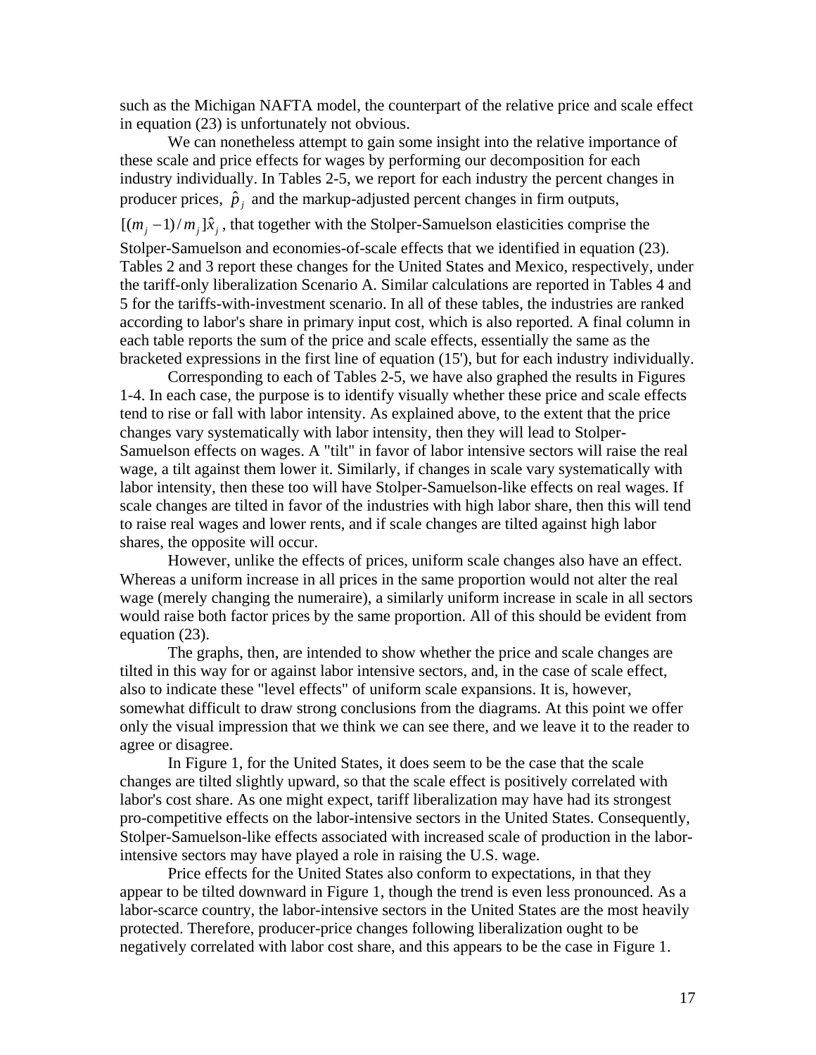such as the Michigan NAFTA model, the counterpart of the relative price and scale effect in equation (23) is unfortunately not obvious.

We can nonetheless attempt to gain some insight into the relative importance of these scale and price effects for wages by performing our decomposition for each industry individually. In Tables 2-5, we report for each industry the percent changes in producer prices, $\hat{p}_j$ and the markup-adjusted percent changes in firm outputs, $[(m_j - 1)/m_j]\hat{x}_j$, that together with the Stolper-Samuelson elasticities comprise the Stolper-Samuelson and economies-of-scale effects that we identified in equation (23). Tables 2 and 3 report these changes for the United States and Mexico, respectively, under the tariff-only liberalization Scenario A. Similar calculations are reported in Tables 4 and 5 for the tariffs-with-investment scenario. In all of these tables, the industries are ranked according to labor's share in primary input cost, which is also reported. A final column in each table reports the sum of the price and scale effects, essentially the same as the bracketed expressions in the first line of equation (15'), but for each industry individually.

Corresponding to each of Tables 2-5, we have also graphed the results in Figures 1-4. In each case, the purpose is to identify visually whether these price and scale effects tend to rise or fall with labor intensity. As explained above, to the extent that the price changes vary systematically with labor intensity, then they will lead to Stolper-Samuelson effects on wages. A "tilt" in favor of labor intensive sectors will raise the real wage, a tilt against them lower it. Similarly, if changes in scale vary systematically with labor intensity, then these too will have Stolper-Samuelson-like effects on real wages. If scale changes are tilted in favor of the industries with high labor share, then this will tend to raise real wages and lower rents, and if scale changes are tilted against high labor shares, the opposite will occur.

However, unlike the effects of prices, uniform scale changes also have an effect. Whereas a uniform increase in all prices in the same proportion would not alter the real wage (merely changing the numeraire), a similarly uniform increase in scale in all sectors would raise both factor prices by the same proportion. All of this should be evident from equation (23).

The graphs, then, are intended to show whether the price and scale changes are tilted in this way for or against labor intensive sectors, and, in the case of scale effect, also to indicate these "level effects" of uniform scale expansions. It is, however, somewhat difficult to draw strong conclusions from the diagrams. At this point we offer only the visual impression that we think we can see there, and we leave it to the reader to agree or disagree.

In Figure 1, for the United States, it does seem to be the case that the scale changes are tilted slightly upward, so that the scale effect is positively correlated with labor's cost share. As one might expect, tariff liberalization may have had its strongest pro-competitive effects on the labor-intensive sectors in the United States. Consequently, Stolper-Samuelson-like effects associated with increased scale of production in the labor-intensive sectors may have played a role in raising the U.S. wage.

Price effects for the United States also conform to expectations, in that they appear to be tilted downward in Figure 1, though the trend is even less pronounced. As a labor-scarce country, the labor-intensive sectors in the United States are the most heavily protected. Therefore, producer-price changes following liberalization ought to be negatively correlated with labor cost share, and this appears to be the case in Figure 1.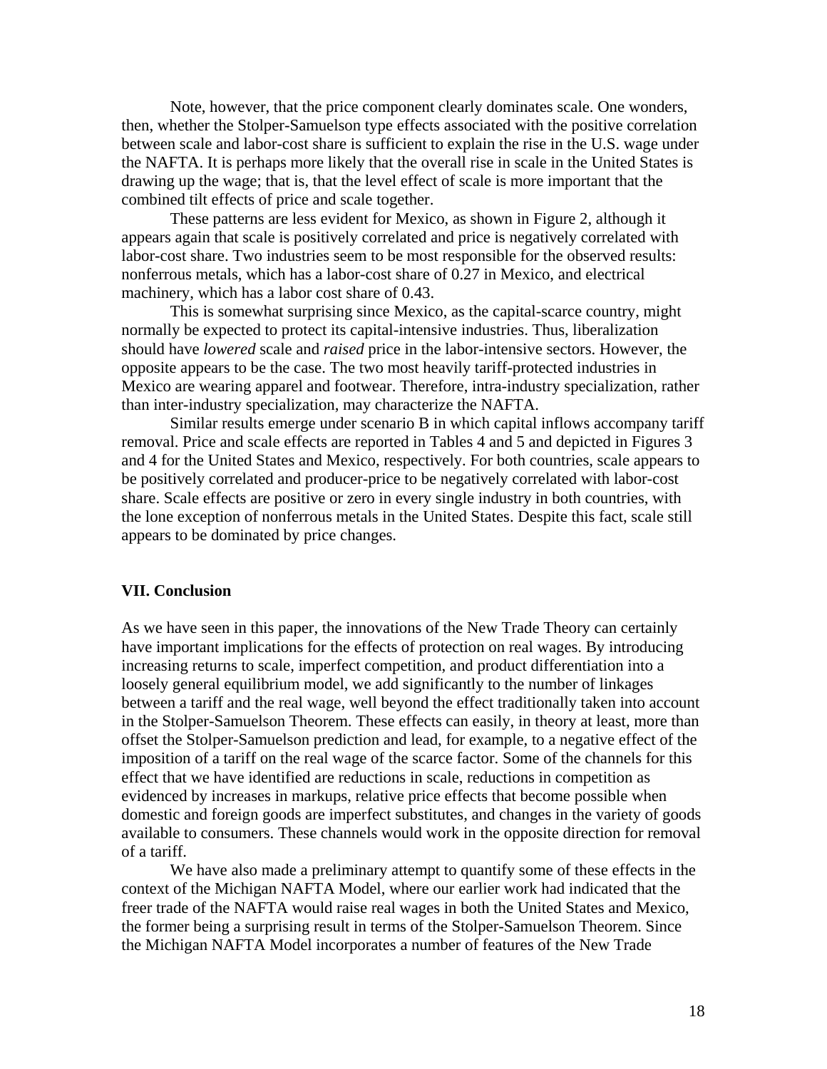Note, however, that the price component clearly dominates scale. One wonders, then, whether the Stolper-Samuelson type effects associated with the positive correlation between scale and labor-cost share is sufficient to explain the rise in the U.S. wage under the NAFTA. It is perhaps more likely that the overall rise in scale in the United States is drawing up the wage; that is, that the level effect of scale is more important that the combined tilt effects of price and scale together.

These patterns are less evident for Mexico, as shown in Figure 2, although it appears again that scale is positively correlated and price is negatively correlated with labor-cost share. Two industries seem to be most responsible for the observed results: nonferrous metals, which has a labor-cost share of 0.27 in Mexico, and electrical machinery, which has a labor cost share of 0.43.

This is somewhat surprising since Mexico, as the capital-scarce country, might normally be expected to protect its capital-intensive industries. Thus, liberalization should have *lowered* scale and *raised* price in the labor-intensive sectors. However, the opposite appears to be the case. The two most heavily tariff-protected industries in Mexico are wearing apparel and footwear. Therefore, intra-industry specialization, rather than inter-industry specialization, may characterize the NAFTA.

Similar results emerge under scenario B in which capital inflows accompany tariff removal. Price and scale effects are reported in Tables 4 and 5 and depicted in Figures 3 and 4 for the United States and Mexico, respectively. For both countries, scale appears to be positively correlated and producer-price to be negatively correlated with labor-cost share. Scale effects are positive or zero in every single industry in both countries, with the lone exception of nonferrous metals in the United States. Despite this fact, scale still appears to be dominated by price changes.

## VII. Conclusion

As we have seen in this paper, the innovations of the New Trade Theory can certainly have important implications for the effects of protection on real wages. By introducing increasing returns to scale, imperfect competition, and product differentiation into a loosely general equilibrium model, we add significantly to the number of linkages between a tariff and the real wage, well beyond the effect traditionally taken into account in the Stolper-Samuelson Theorem. These effects can easily, in theory at least, more than offset the Stolper-Samuelson prediction and lead, for example, to a negative effect of the imposition of a tariff on the real wage of the scarce factor. Some of the channels for this effect that we have identified are reductions in scale, reductions in competition as evidenced by increases in markups, relative price effects that become possible when domestic and foreign goods are imperfect substitutes, and changes in the variety of goods available to consumers. These channels would work in the opposite direction for removal of a tariff.

We have also made a preliminary attempt to quantify some of these effects in the context of the Michigan NAFTA Model, where our earlier work had indicated that the freer trade of the NAFTA would raise real wages in both the United States and Mexico, the former being a surprising result in terms of the Stolper-Samuelson Theorem. Since the Michigan NAFTA Model incorporates a number of features of the New Trade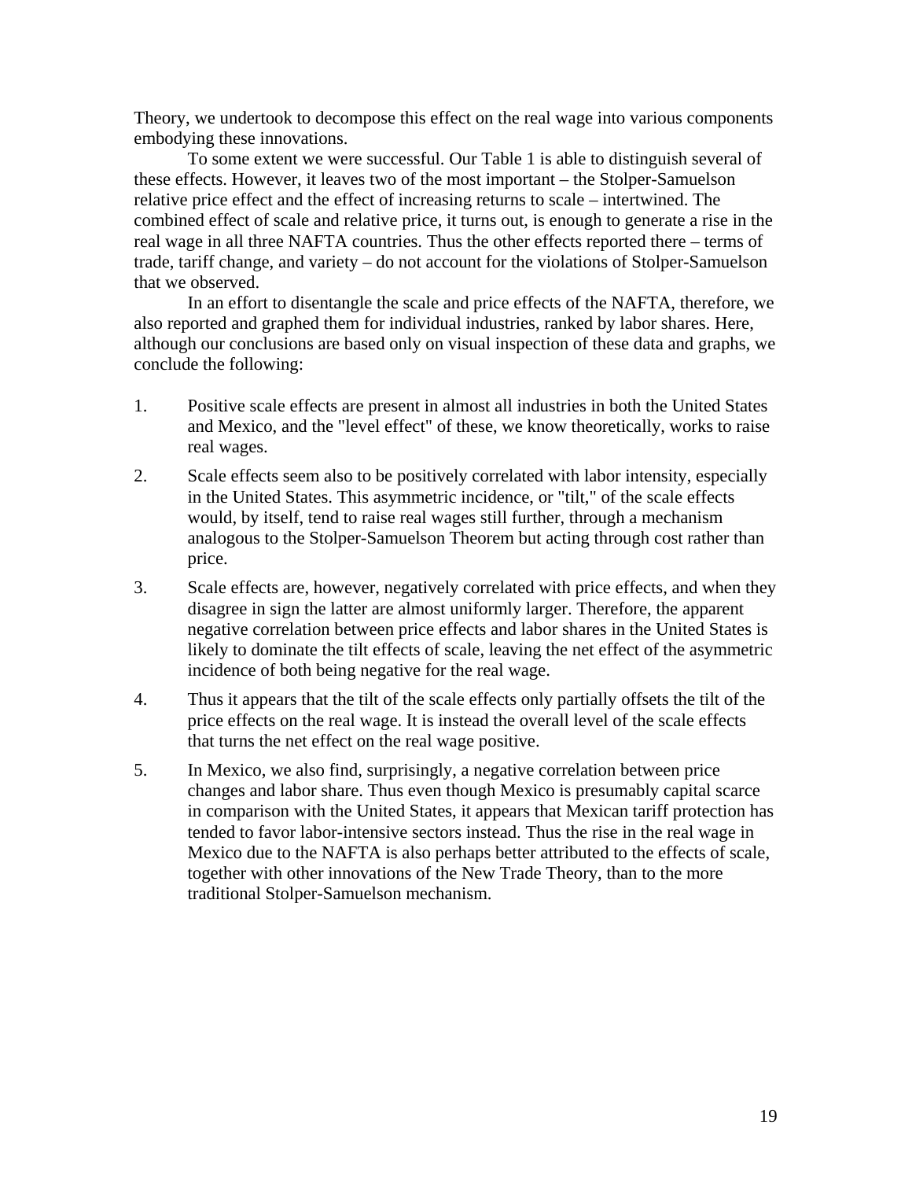Theory, we undertook to decompose this effect on the real wage into various components embodying these innovations.

To some extent we were successful. Our Table 1 is able to distinguish several of these effects. However, it leaves two of the most important – the Stolper-Samuelson relative price effect and the effect of increasing returns to scale – intertwined. The combined effect of scale and relative price, it turns out, is enough to generate a rise in the real wage in all three NAFTA countries. Thus the other effects reported there – terms of trade, tariff change, and variety – do not account for the violations of Stolper-Samuelson that we observed.

In an effort to disentangle the scale and price effects of the NAFTA, therefore, we also reported and graphed them for individual industries, ranked by labor shares. Here, although our conclusions are based only on visual inspection of these data and graphs, we conclude the following:

1. Positive scale effects are present in almost all industries in both the United States and Mexico, and the "level effect" of these, we know theoretically, works to raise real wages.
2. Scale effects seem also to be positively correlated with labor intensity, especially in the United States. This asymmetric incidence, or "tilt," of the scale effects would, by itself, tend to raise real wages still further, through a mechanism analogous to the Stolper-Samuelson Theorem but acting through cost rather than price.
3. Scale effects are, however, negatively correlated with price effects, and when they disagree in sign the latter are almost uniformly larger. Therefore, the apparent negative correlation between price effects and labor shares in the United States is likely to dominate the tilt effects of scale, leaving the net effect of the asymmetric incidence of both being negative for the real wage.
4. Thus it appears that the tilt of the scale effects only partially offsets the tilt of the price effects on the real wage. It is instead the overall level of the scale effects that turns the net effect on the real wage positive.
5. In Mexico, we also find, surprisingly, a negative correlation between price changes and labor share. Thus even though Mexico is presumably capital scarce in comparison with the United States, it appears that Mexican tariff protection has tended to favor labor-intensive sectors instead. Thus the rise in the real wage in Mexico due to the NAFTA is also perhaps better attributed to the effects of scale, together with other innovations of the New Trade Theory, than to the more traditional Stolper-Samuelson mechanism.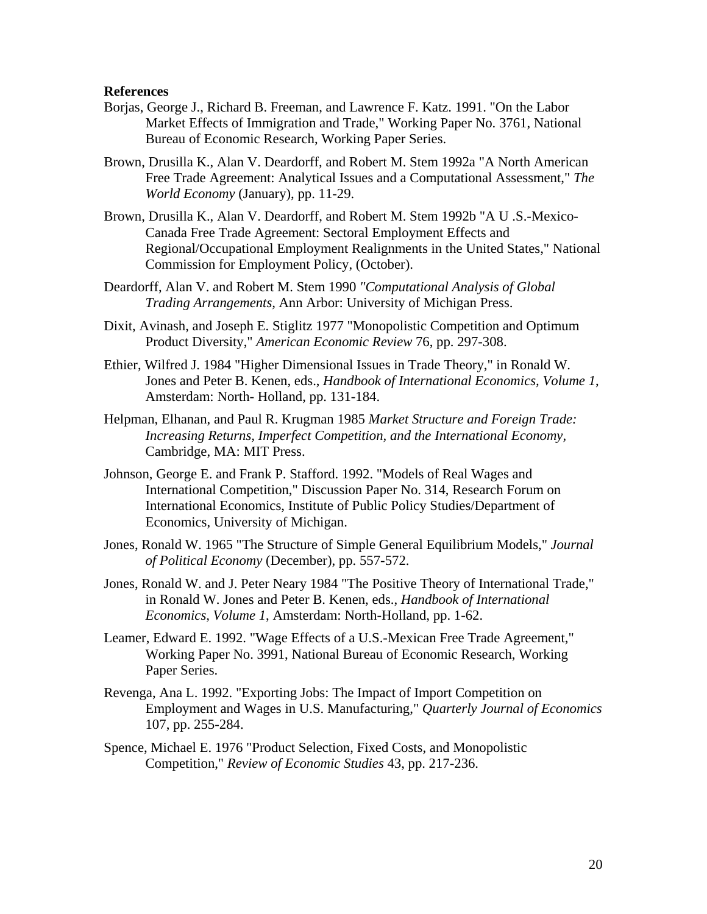**References**

Borjas, George J., Richard B. Freeman, and Lawrence F. Katz. 1991. "On the Labor Market Effects of Immigration and Trade," Working Paper No. 3761, National Bureau of Economic Research, Working Paper Series.

Brown, Drusilla K., Alan V. Deardorff, and Robert M. Stem 1992a "A North American Free Trade Agreement: Analytical Issues and a Computational Assessment," *The World Economy* (January), pp. 11-29.

Brown, Drusilla K., Alan V. Deardorff, and Robert M. Stem 1992b "A U .S.-Mexico-Canada Free Trade Agreement: Sectoral Employment Effects and Regional/Occupational Employment Realignments in the United States," National Commission for Employment Policy, (October).

Deardorff, Alan V. and Robert M. Stem 1990 *"Computational Analysis of Global Trading Arrangements,* Ann Arbor: University of Michigan Press.

Dixit, Avinash, and Joseph E. Stiglitz 1977 "Monopolistic Competition and Optimum Product Diversity," *American Economic Review* 76, pp. 297-308.

Ethier, Wilfred J. 1984 "Higher Dimensional Issues in Trade Theory," in Ronald W. Jones and Peter B. Kenen, eds., *Handbook of International Economics, Volume 1*, Amsterdam: North- Holland, pp. 131-184.

Helpman, Elhanan, and Paul R. Krugman 1985 *Market Structure and Foreign Trade: Increasing Returns, Imperfect Competition, and the International Economy,* Cambridge, MA: MIT Press.

Johnson, George E. and Frank P. Stafford. 1992. "Models of Real Wages and International Competition," Discussion Paper No. 314, Research Forum on International Economics, Institute of Public Policy Studies/Department of Economics, University of Michigan.

Jones, Ronald W. 1965 "The Structure of Simple General Equilibrium Models," *Journal of Political Economy* (December), pp. 557-572.

Jones, Ronald W. and J. Peter Neary 1984 "The Positive Theory of International Trade," in Ronald W. Jones and Peter B. Kenen, eds., *Handbook of International Economics, Volume 1*, Amsterdam: North-Holland, pp. 1-62.

Leamer, Edward E. 1992. "Wage Effects of a U.S.-Mexican Free Trade Agreement," Working Paper No. 3991, National Bureau of Economic Research, Working Paper Series.

Revenga, Ana L. 1992. "Exporting Jobs: The Impact of Import Competition on Employment and Wages in U.S. Manufacturing," *Quarterly Journal of Economics* 107, pp. 255-284.

Spence, Michael E. 1976 "Product Selection, Fixed Costs, and Monopolistic Competition," *Review of Economic Studies* 43, pp. 217-236.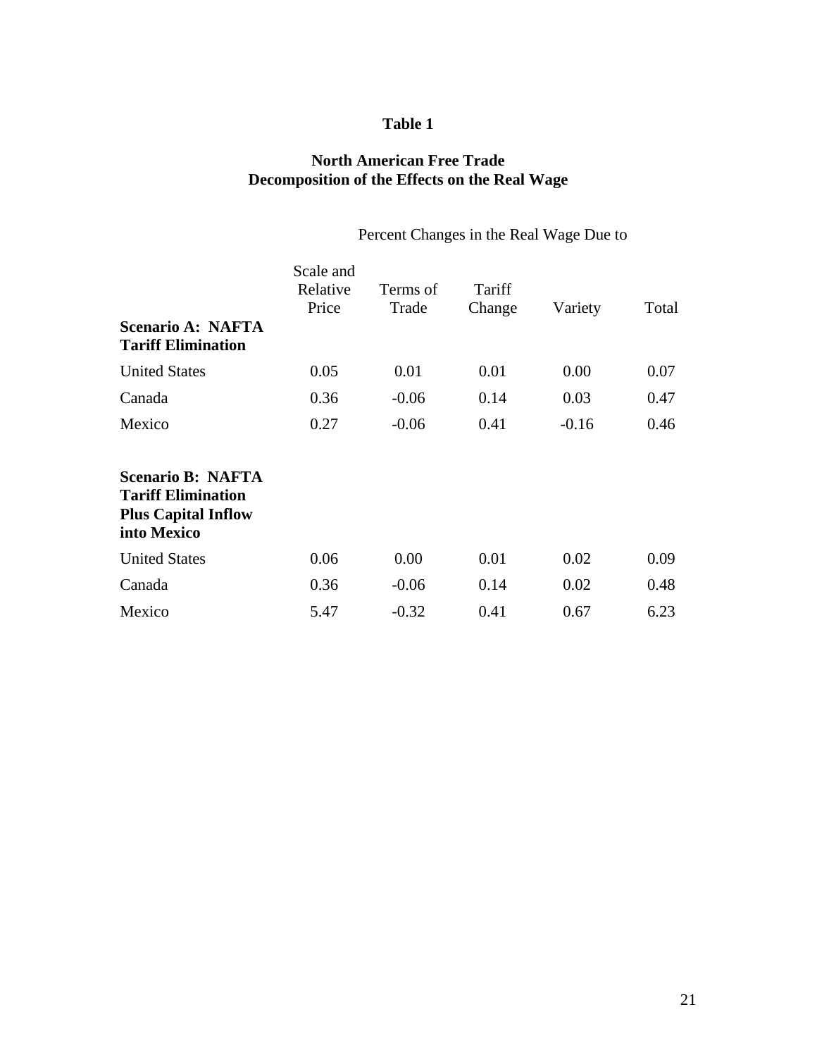**Table 1**

**North American Free Trade**
**Decomposition of the Effects on the Real Wage**

| | Percent Changes in the Real Wage Due to | | | | |
|---|---|---|---|---|---|
| | Scale and Relative Price | Terms of Trade | Tariff Change | Variety | Total |
| **Scenario A: NAFTA Tariff Elimination** | | | | | |
| United States | 0.05 | 0.01 | 0.01 | 0.00 | 0.07 |
| Canada | 0.36 | -0.06 | 0.14 | 0.03 | 0.47 |
| Mexico | 0.27 | -0.06 | 0.41 | -0.16 | 0.46 |
| **Scenario B: NAFTA Tariff Elimination Plus Capital Inflow into Mexico** | | | | | |
| United States | 0.06 | 0.00 | 0.01 | 0.02 | 0.09 |
| Canada | 0.36 | -0.06 | 0.14 | 0.02 | 0.48 |
| Mexico | 5.47 | -0.32 | 0.41 | 0.67 | 6.23 |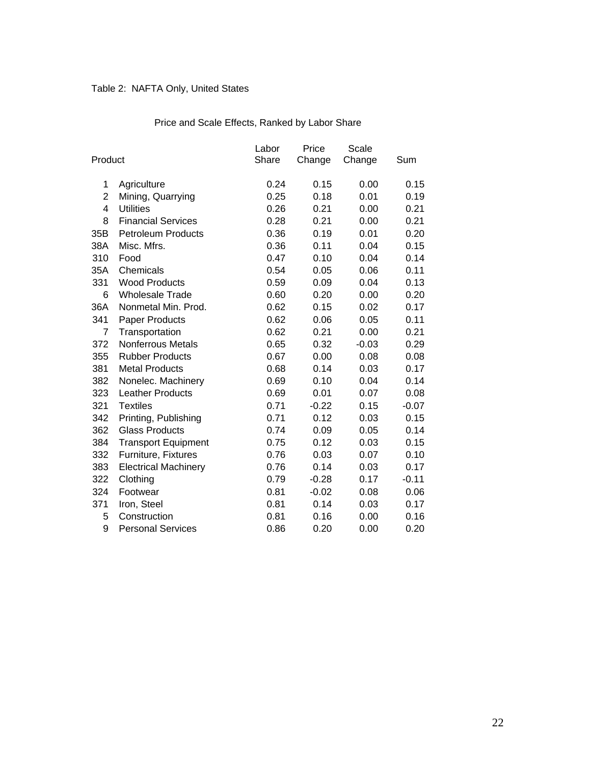Table 2: NAFTA Only, United States

Price and Scale Effects, Ranked by Labor Share

| Product | | Labor Share | Price Change | Scale Change | Sum |
|---|---|---|---|---|---|
| 1 | Agriculture | 0.24 | 0.15 | 0.00 | 0.15 |
| 2 | Mining, Quarrying | 0.25 | 0.18 | 0.01 | 0.19 |
| 4 | Utilities | 0.26 | 0.21 | 0.00 | 0.21 |
| 8 | Financial Services | 0.28 | 0.21 | 0.00 | 0.21 |
| 35B | Petroleum Products | 0.36 | 0.19 | 0.01 | 0.20 |
| 38A | Misc. Mfrs. | 0.36 | 0.11 | 0.04 | 0.15 |
| 310 | Food | 0.47 | 0.10 | 0.04 | 0.14 |
| 35A | Chemicals | 0.54 | 0.05 | 0.06 | 0.11 |
| 331 | Wood Products | 0.59 | 0.09 | 0.04 | 0.13 |
| 6 | Wholesale Trade | 0.60 | 0.20 | 0.00 | 0.20 |
| 36A | Nonmetal Min. Prod. | 0.62 | 0.15 | 0.02 | 0.17 |
| 341 | Paper Products | 0.62 | 0.06 | 0.05 | 0.11 |
| 7 | Transportation | 0.62 | 0.21 | 0.00 | 0.21 |
| 372 | Nonferrous Metals | 0.65 | 0.32 | -0.03 | 0.29 |
| 355 | Rubber Products | 0.67 | 0.00 | 0.08 | 0.08 |
| 381 | Metal Products | 0.68 | 0.14 | 0.03 | 0.17 |
| 382 | Nonelec. Machinery | 0.69 | 0.10 | 0.04 | 0.14 |
| 323 | Leather Products | 0.69 | 0.01 | 0.07 | 0.08 |
| 321 | Textiles | 0.71 | -0.22 | 0.15 | -0.07 |
| 342 | Printing, Publishing | 0.71 | 0.12 | 0.03 | 0.15 |
| 362 | Glass Products | 0.74 | 0.09 | 0.05 | 0.14 |
| 384 | Transport Equipment | 0.75 | 0.12 | 0.03 | 0.15 |
| 332 | Furniture, Fixtures | 0.76 | 0.03 | 0.07 | 0.10 |
| 383 | Electrical Machinery | 0.76 | 0.14 | 0.03 | 0.17 |
| 322 | Clothing | 0.79 | -0.28 | 0.17 | -0.11 |
| 324 | Footwear | 0.81 | -0.02 | 0.08 | 0.06 |
| 371 | Iron, Steel | 0.81 | 0.14 | 0.03 | 0.17 |
| 5 | Construction | 0.81 | 0.16 | 0.00 | 0.16 |
| 9 | Personal Services | 0.86 | 0.20 | 0.00 | 0.20 |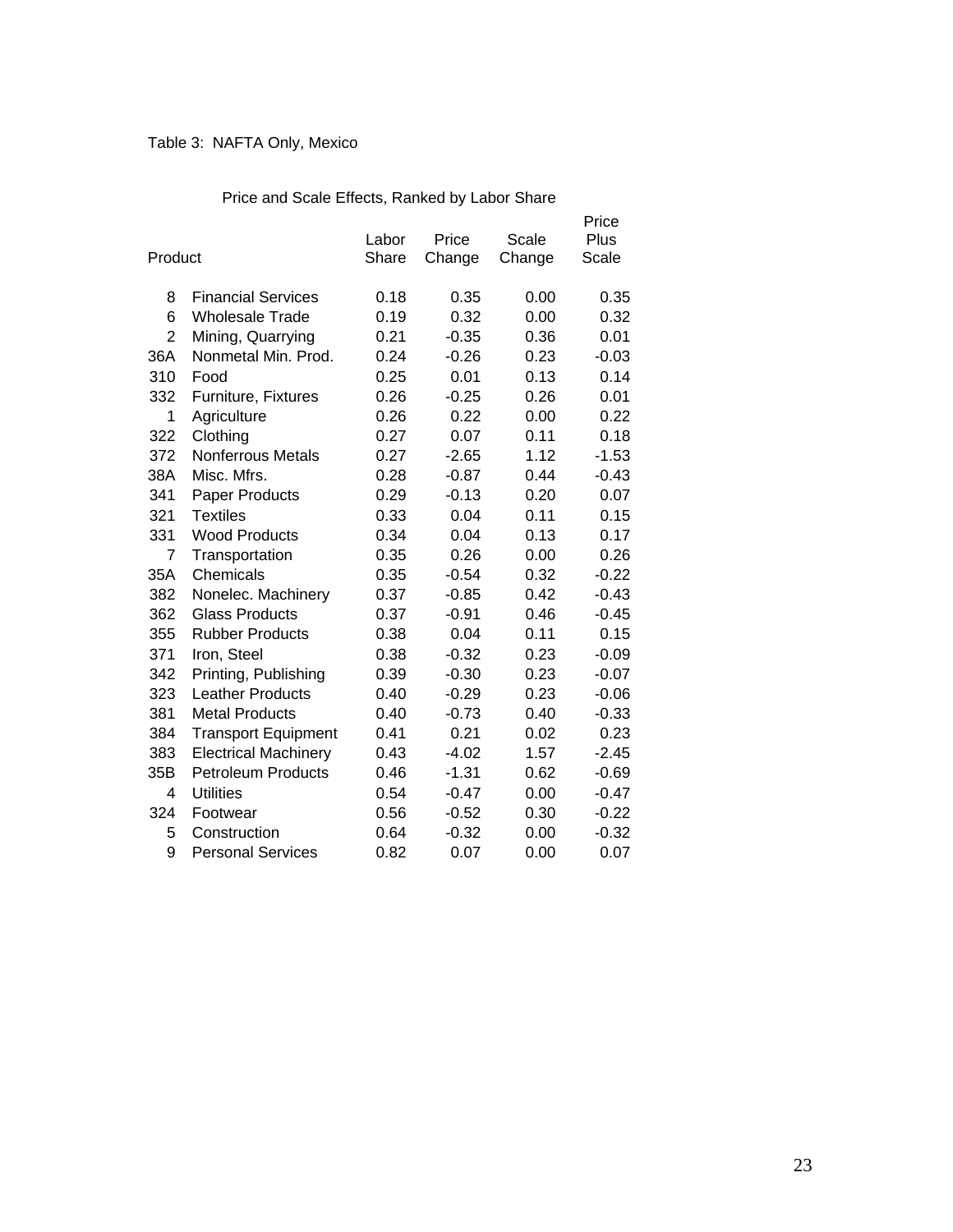Table 3: NAFTA Only, Mexico

Price and Scale Effects, Ranked by Labor Share

| Product | | Labor Share | Price Change | Scale Change | Price Plus Scale |
|---|---|---|---|---|---|
| 8 | Financial Services | 0.18 | 0.35 | 0.00 | 0.35 |
| 6 | Wholesale Trade | 0.19 | 0.32 | 0.00 | 0.32 |
| 2 | Mining, Quarrying | 0.21 | -0.35 | 0.36 | 0.01 |
| 36A | Nonmetal Min. Prod. | 0.24 | -0.26 | 0.23 | -0.03 |
| 310 | Food | 0.25 | 0.01 | 0.13 | 0.14 |
| 332 | Furniture, Fixtures | 0.26 | -0.25 | 0.26 | 0.01 |
| 1 | Agriculture | 0.26 | 0.22 | 0.00 | 0.22 |
| 322 | Clothing | 0.27 | 0.07 | 0.11 | 0.18 |
| 372 | Nonferrous Metals | 0.27 | -2.65 | 1.12 | -1.53 |
| 38A | Misc. Mfrs. | 0.28 | -0.87 | 0.44 | -0.43 |
| 341 | Paper Products | 0.29 | -0.13 | 0.20 | 0.07 |
| 321 | Textiles | 0.33 | 0.04 | 0.11 | 0.15 |
| 331 | Wood Products | 0.34 | 0.04 | 0.13 | 0.17 |
| 7 | Transportation | 0.35 | 0.26 | 0.00 | 0.26 |
| 35A | Chemicals | 0.35 | -0.54 | 0.32 | -0.22 |
| 382 | Nonelec. Machinery | 0.37 | -0.85 | 0.42 | -0.43 |
| 362 | Glass Products | 0.37 | -0.91 | 0.46 | -0.45 |
| 355 | Rubber Products | 0.38 | 0.04 | 0.11 | 0.15 |
| 371 | Iron, Steel | 0.38 | -0.32 | 0.23 | -0.09 |
| 342 | Printing, Publishing | 0.39 | -0.30 | 0.23 | -0.07 |
| 323 | Leather Products | 0.40 | -0.29 | 0.23 | -0.06 |
| 381 | Metal Products | 0.40 | -0.73 | 0.40 | -0.33 |
| 384 | Transport Equipment | 0.41 | 0.21 | 0.02 | 0.23 |
| 383 | Electrical Machinery | 0.43 | -4.02 | 1.57 | -2.45 |
| 35B | Petroleum Products | 0.46 | -1.31 | 0.62 | -0.69 |
| 4 | Utilities | 0.54 | -0.47 | 0.00 | -0.47 |
| 324 | Footwear | 0.56 | -0.52 | 0.30 | -0.22 |
| 5 | Construction | 0.64 | -0.32 | 0.00 | -0.32 |
| 9 | Personal Services | 0.82 | 0.07 | 0.00 | 0.07 |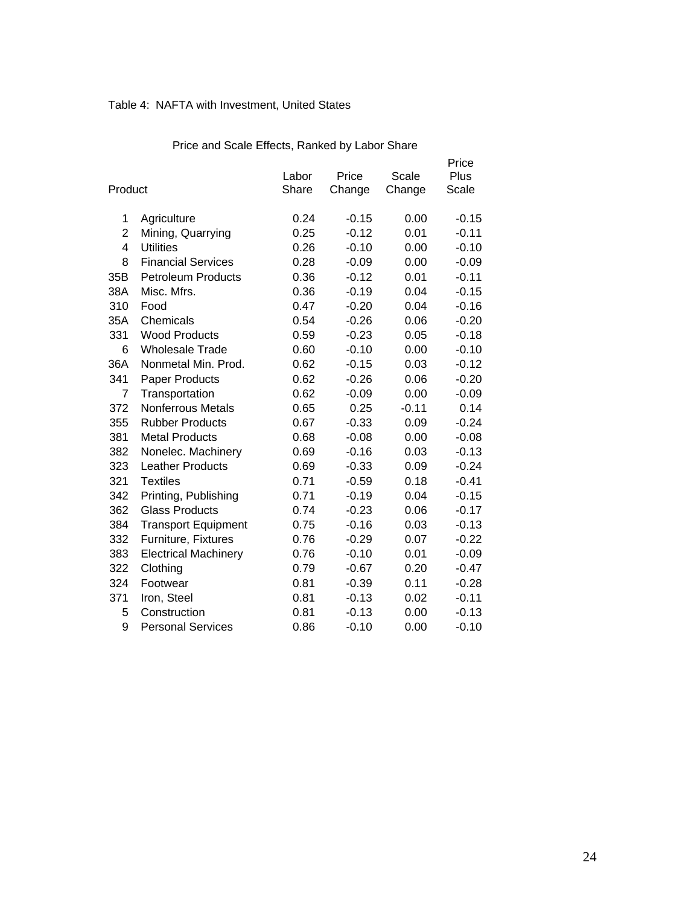Table 4: NAFTA with Investment, United States

Price and Scale Effects, Ranked by Labor Share

| Product | | Labor Share | Price Change | Scale Change | Price Plus Scale |
|---|---|---|---|---|---|
| 1 | Agriculture | 0.24 | -0.15 | 0.00 | -0.15 |
| 2 | Mining, Quarrying | 0.25 | -0.12 | 0.01 | -0.11 |
| 4 | Utilities | 0.26 | -0.10 | 0.00 | -0.10 |
| 8 | Financial Services | 0.28 | -0.09 | 0.00 | -0.09 |
| 35B | Petroleum Products | 0.36 | -0.12 | 0.01 | -0.11 |
| 38A | Misc. Mfrs. | 0.36 | -0.19 | 0.04 | -0.15 |
| 310 | Food | 0.47 | -0.20 | 0.04 | -0.16 |
| 35A | Chemicals | 0.54 | -0.26 | 0.06 | -0.20 |
| 331 | Wood Products | 0.59 | -0.23 | 0.05 | -0.18 |
| 6 | Wholesale Trade | 0.60 | -0.10 | 0.00 | -0.10 |
| 36A | Nonmetal Min. Prod. | 0.62 | -0.15 | 0.03 | -0.12 |
| 341 | Paper Products | 0.62 | -0.26 | 0.06 | -0.20 |
| 7 | Transportation | 0.62 | -0.09 | 0.00 | -0.09 |
| 372 | Nonferrous Metals | 0.65 | 0.25 | -0.11 | 0.14 |
| 355 | Rubber Products | 0.67 | -0.33 | 0.09 | -0.24 |
| 381 | Metal Products | 0.68 | -0.08 | 0.00 | -0.08 |
| 382 | Nonelec. Machinery | 0.69 | -0.16 | 0.03 | -0.13 |
| 323 | Leather Products | 0.69 | -0.33 | 0.09 | -0.24 |
| 321 | Textiles | 0.71 | -0.59 | 0.18 | -0.41 |
| 342 | Printing, Publishing | 0.71 | -0.19 | 0.04 | -0.15 |
| 362 | Glass Products | 0.74 | -0.23 | 0.06 | -0.17 |
| 384 | Transport Equipment | 0.75 | -0.16 | 0.03 | -0.13 |
| 332 | Furniture, Fixtures | 0.76 | -0.29 | 0.07 | -0.22 |
| 383 | Electrical Machinery | 0.76 | -0.10 | 0.01 | -0.09 |
| 322 | Clothing | 0.79 | -0.67 | 0.20 | -0.47 |
| 324 | Footwear | 0.81 | -0.39 | 0.11 | -0.28 |
| 371 | Iron, Steel | 0.81 | -0.13 | 0.02 | -0.11 |
| 5 | Construction | 0.81 | -0.13 | 0.00 | -0.13 |
| 9 | Personal Services | 0.86 | -0.10 | 0.00 | -0.10 |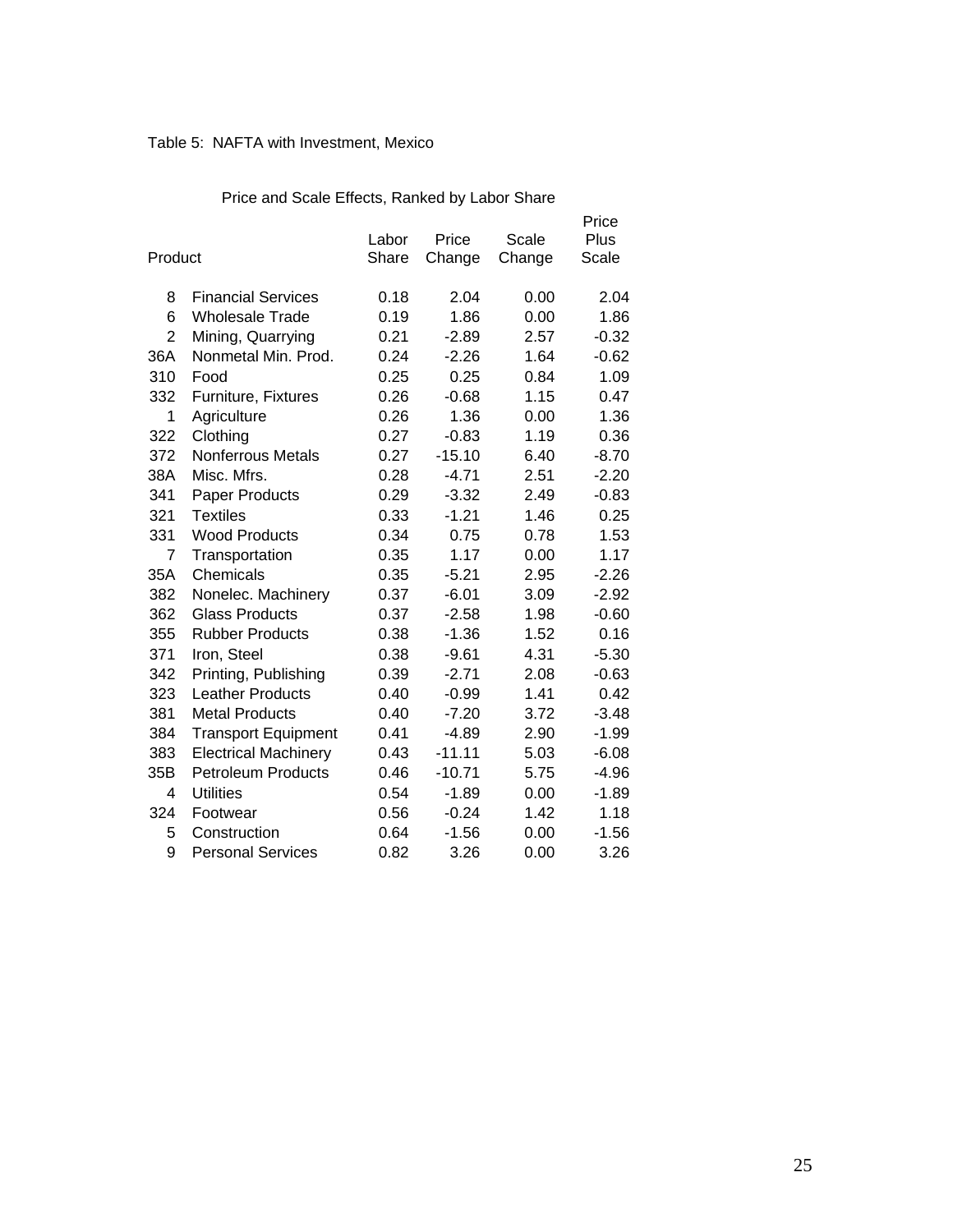Table 5: NAFTA with Investment, Mexico

Price and Scale Effects, Ranked by Labor Share

| Product | | Labor Share | Price Change | Scale Change | Price Plus Scale |
|---|---|---|---|---|---|
| 8 | Financial Services | 0.18 | 2.04 | 0.00 | 2.04 |
| 6 | Wholesale Trade | 0.19 | 1.86 | 0.00 | 1.86 |
| 2 | Mining, Quarrying | 0.21 | -2.89 | 2.57 | -0.32 |
| 36A | Nonmetal Min. Prod. | 0.24 | -2.26 | 1.64 | -0.62 |
| 310 | Food | 0.25 | 0.25 | 0.84 | 1.09 |
| 332 | Furniture, Fixtures | 0.26 | -0.68 | 1.15 | 0.47 |
| 1 | Agriculture | 0.26 | 1.36 | 0.00 | 1.36 |
| 322 | Clothing | 0.27 | -0.83 | 1.19 | 0.36 |
| 372 | Nonferrous Metals | 0.27 | -15.10 | 6.40 | -8.70 |
| 38A | Misc. Mfrs. | 0.28 | -4.71 | 2.51 | -2.20 |
| 341 | Paper Products | 0.29 | -3.32 | 2.49 | -0.83 |
| 321 | Textiles | 0.33 | -1.21 | 1.46 | 0.25 |
| 331 | Wood Products | 0.34 | 0.75 | 0.78 | 1.53 |
| 7 | Transportation | 0.35 | 1.17 | 0.00 | 1.17 |
| 35A | Chemicals | 0.35 | -5.21 | 2.95 | -2.26 |
| 382 | Nonelec. Machinery | 0.37 | -6.01 | 3.09 | -2.92 |
| 362 | Glass Products | 0.37 | -2.58 | 1.98 | -0.60 |
| 355 | Rubber Products | 0.38 | -1.36 | 1.52 | 0.16 |
| 371 | Iron, Steel | 0.38 | -9.61 | 4.31 | -5.30 |
| 342 | Printing, Publishing | 0.39 | -2.71 | 2.08 | -0.63 |
| 323 | Leather Products | 0.40 | -0.99 | 1.41 | 0.42 |
| 381 | Metal Products | 0.40 | -7.20 | 3.72 | -3.48 |
| 384 | Transport Equipment | 0.41 | -4.89 | 2.90 | -1.99 |
| 383 | Electrical Machinery | 0.43 | -11.11 | 5.03 | -6.08 |
| 35B | Petroleum Products | 0.46 | -10.71 | 5.75 | -4.96 |
| 4 | Utilities | 0.54 | -1.89 | 0.00 | -1.89 |
| 324 | Footwear | 0.56 | -0.24 | 1.42 | 1.18 |
| 5 | Construction | 0.64 | -1.56 | 0.00 | -1.56 |
| 9 | Personal Services | 0.82 | 3.26 | 0.00 | 3.26 |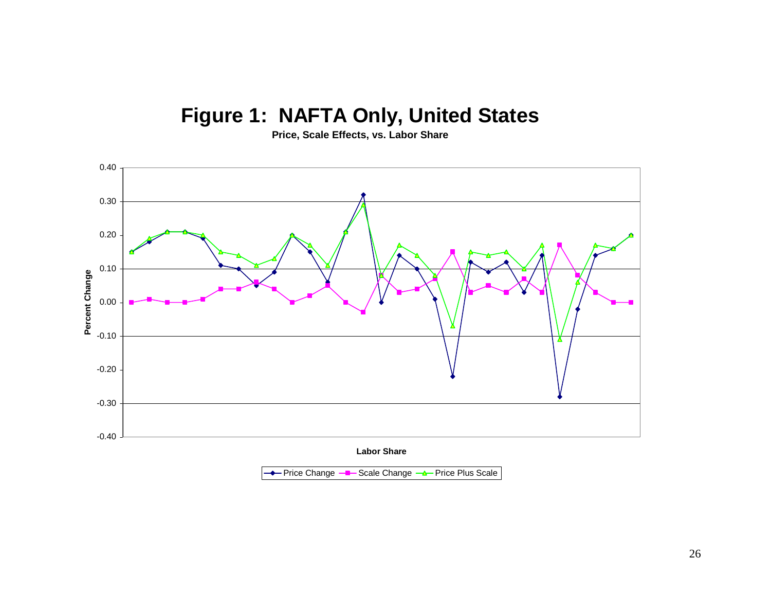# Figure 1: NAFTA Only, United States

**Price, Scale Effects, vs. Labor Share**

Percent Change

Labor Share

Price Change — Scale Change — Price Plus Scale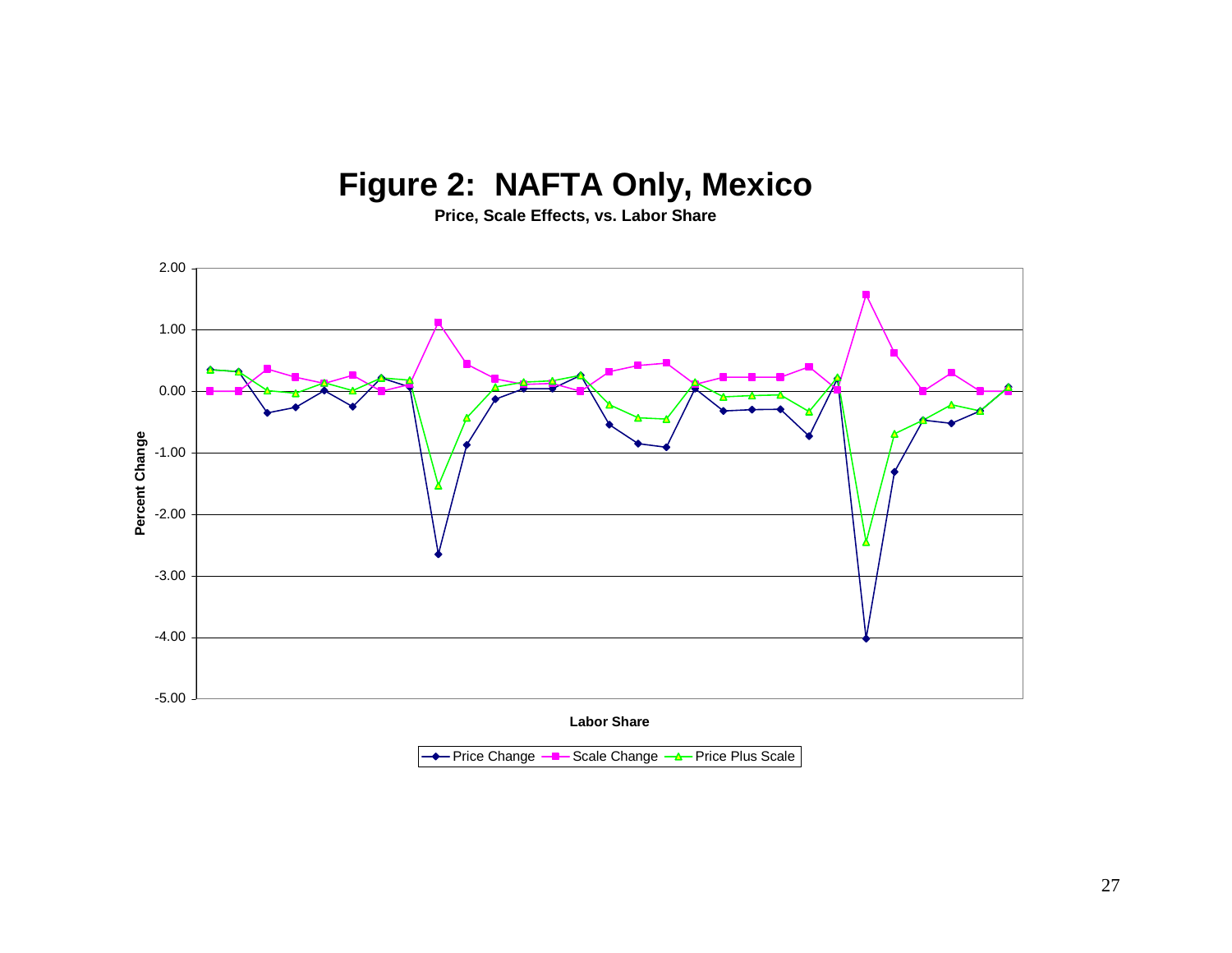# Figure 2: NAFTA Only, Mexico

**Price, Scale Effects, vs. Labor Share**

Percent Change

2.00
1.00
0.00
-1.00
-2.00
-3.00
-4.00
-5.00

**Labor Share**

Price Change — Scale Change — Price Plus Scale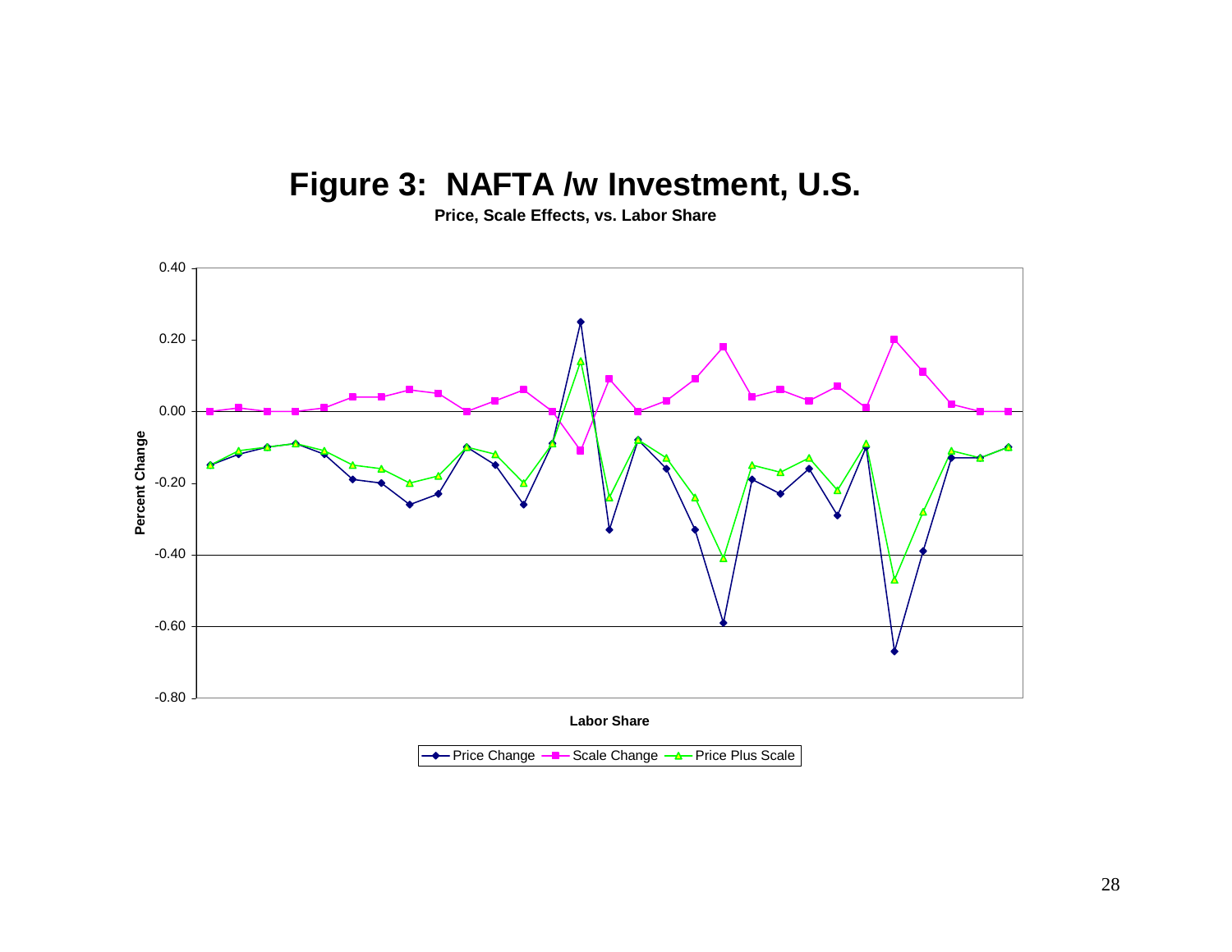# Figure 3: NAFTA /w Investment, U.S.

**Price, Scale Effects, vs. Labor Share**

Percent Change

0.40
0.20
0.00
-0.20
-0.40
-0.60
-0.80

**Labor Share**

Price Change — Scale Change — Price Plus Scale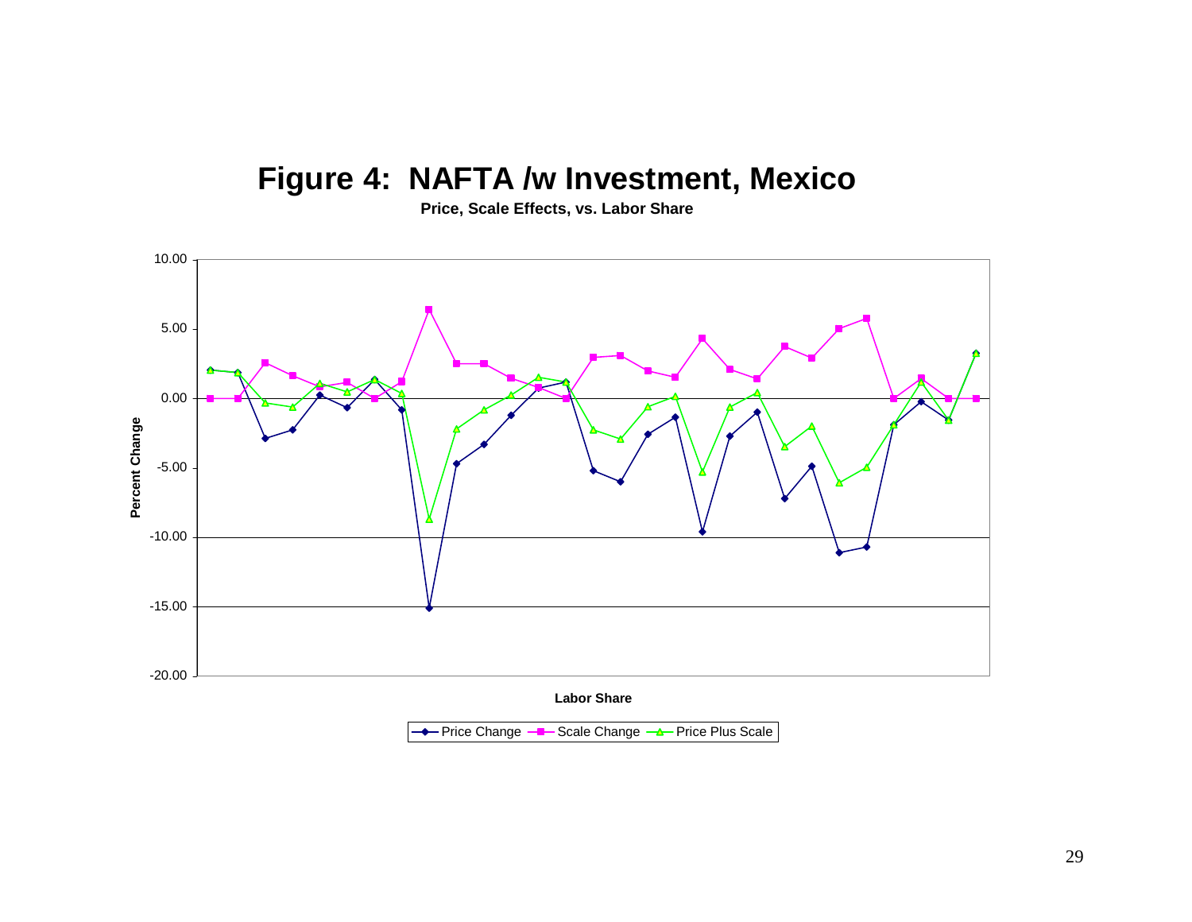# Figure 4: NAFTA /w Investment, Mexico

**Price, Scale Effects, vs. Labor Share**

Percent Change

Labor Share

Price Change — Scale Change — Price Plus Scale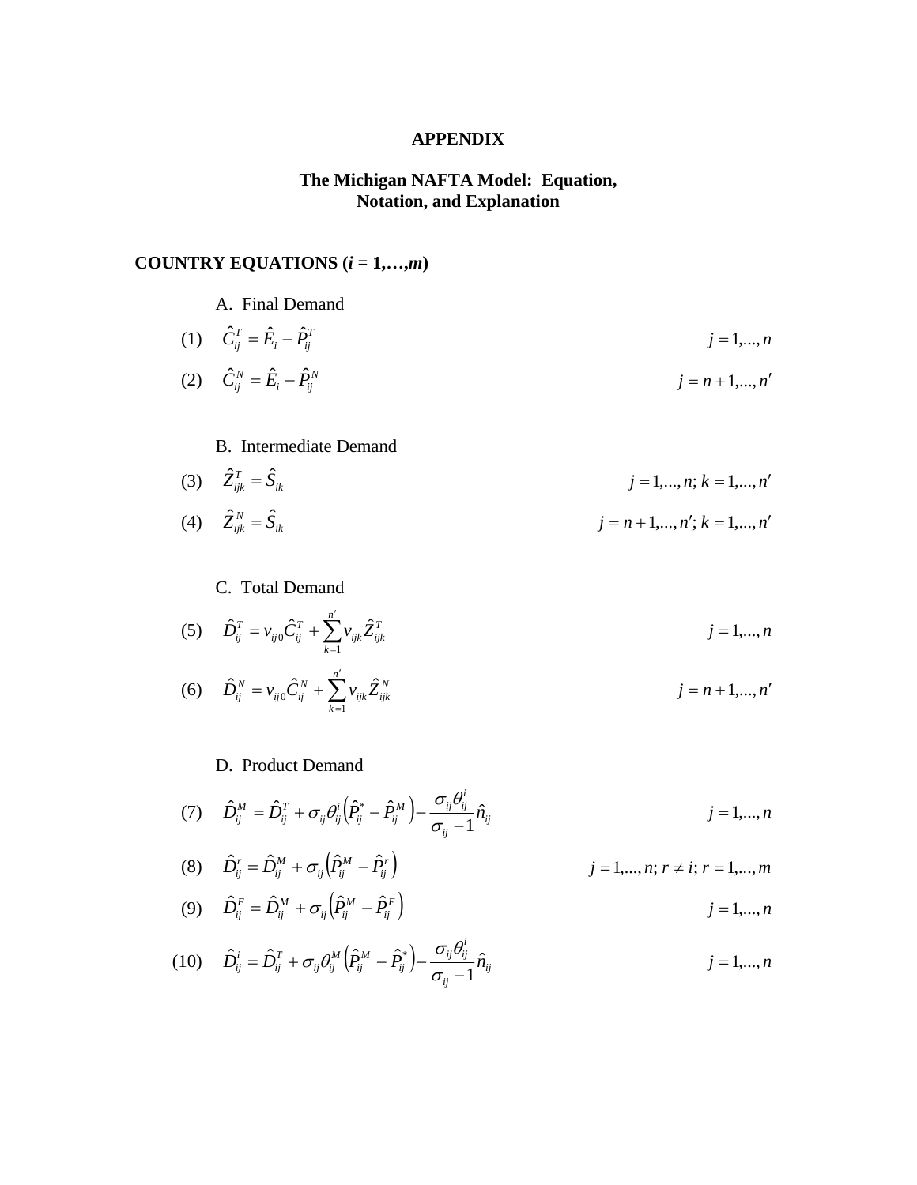# APPENDIX

## The Michigan NAFTA Model: Equation, Notation, and Explanation

### COUNTRY EQUATIONS ($i = 1,\ldots,m$)

A. Final Demand

$$\hat{C}_{ij}^{T} = \hat{E}_{i} - \hat{P}_{ij}^{T} \qquad j = 1,\ldots,n \tag{1}$$

$$\hat{C}_{ij}^{N} = \hat{E}_{i} - \hat{P}_{ij}^{N} \qquad j = n+1,\ldots,n' \tag{2}$$

B. Intermediate Demand

$$\hat{Z}_{ijk}^{T} = \hat{S}_{ik} \qquad j = 1,\ldots,n;\ k = 1,\ldots,n' \tag{3}$$

$$\hat{Z}_{ijk}^{N} = \hat{S}_{ik} \qquad j = n+1,\ldots,n';\ k = 1,\ldots,n' \tag{4}$$

C. Total Demand

$$\hat{D}_{ij}^{T} = v_{ij0}\hat{C}_{ij}^{T} + \sum_{k=1}^{n'} v_{ijk}\hat{Z}_{ijk}^{T} \qquad j = 1,\ldots,n \tag{5}$$

$$\hat{D}_{ij}^{N} = v_{ij0}\hat{C}_{ij}^{N} + \sum_{k=1}^{n'} v_{ijk}\hat{Z}_{ijk}^{N} \qquad j = n+1,\ldots,n' \tag{6}$$

D. Product Demand

$$\hat{D}_{ij}^{M} = \hat{D}_{ij}^{T} + \sigma_{ij}\theta_{ij}^{i}\left(\hat{P}_{ij}^{*} - \hat{P}_{ij}^{M}\right) - \frac{\sigma_{ij}\theta_{ij}^{i}}{\sigma_{ij}-1}\hat{n}_{ij} \qquad j = 1,\ldots,n \tag{7}$$

$$\hat{D}_{ij}^{r} = \hat{D}_{ij}^{M} + \sigma_{ij}\left(\hat{P}_{ij}^{M} - \hat{P}_{ij}^{r}\right) \qquad j = 1,\ldots,n;\ r \neq i;\ r = 1,\ldots,m \tag{8}$$

$$\hat{D}_{ij}^{E} = \hat{D}_{ij}^{M} + \sigma_{ij}\left(\hat{P}_{ij}^{M} - \hat{P}_{ij}^{E}\right) \qquad j = 1,\ldots,n \tag{9}$$

$$\hat{D}_{ij}^{i} = \hat{D}_{ij}^{T} + \sigma_{ij}\theta_{ij}^{M}\left(\hat{P}_{ij}^{M} - \hat{P}_{ij}^{*}\right) - \frac{\sigma_{ij}\theta_{ij}^{i}}{\sigma_{ij}-1}\hat{n}_{ij} \qquad j = 1,\ldots,n \tag{10}$$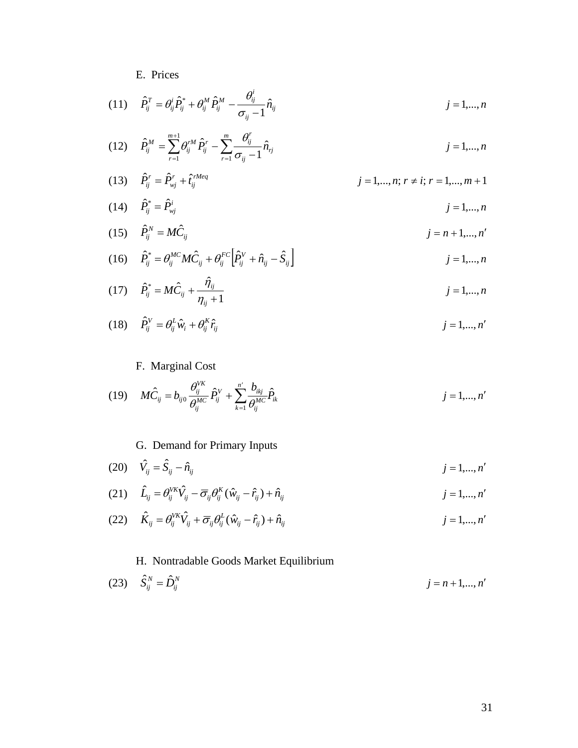E. Prices

$$\text{(11)} \quad \hat{P}_{ij}^{T} = \theta_{ij}^{i}\hat{P}_{ij}^{*} + \theta_{ij}^{M}\hat{P}_{ij}^{M} - \frac{\theta_{ij}^{i}}{\sigma_{ij}-1}\hat{n}_{ij} \qquad j=1,...,n$$

$$\text{(12)} \quad \hat{P}_{ij}^{M} = \sum_{r=1}^{m+1}\theta_{ij}^{rM}\hat{P}_{ij}^{r} - \sum_{r=1}^{m}\frac{\theta_{ij}^{r}}{\sigma_{ij}-1}\hat{n}_{rj} \qquad j=1,...,n$$

$$\text{(13)} \quad \hat{P}_{ij}^{r} = \hat{P}_{wj}^{r} + \hat{t}_{ij}^{rMeq} \qquad j=1,...,n;\ r \neq i;\ r=1,...,m+1$$

$$\text{(14)} \quad \hat{P}_{ij}^{*} = \hat{P}_{wj}^{i} \qquad j=1,...,n$$

$$\text{(15)} \quad \hat{P}_{ij}^{N} = M\hat{C}_{ij} \qquad j=n+1,...,n'$$

$$\text{(16)} \quad \hat{P}_{ij}^{*} = \theta_{ij}^{MC}M\hat{C}_{ij} + \theta_{ij}^{FC}\left[\hat{P}_{ij}^{V} + \hat{n}_{ij} - \hat{S}_{ij}\right] \qquad j=1,...,n$$

$$\text{(17)} \quad \hat{P}_{ij}^{*} = M\hat{C}_{ij} + \frac{\hat{\eta}_{ij}}{\eta_{ij}+1} \qquad j=1,...,n$$

$$\text{(18)} \quad \hat{P}_{ij}^{V} = \theta_{ij}^{L}\hat{w}_{i} + \theta_{ij}^{K}\hat{r}_{ij} \qquad j=1,...,n'$$

F. Marginal Cost

$$\text{(19)} \quad M\hat{C}_{ij} = b_{ij0}\frac{\theta_{ij}^{VK}}{\theta_{ij}^{MC}}\hat{P}_{ij}^{V} + \sum_{k=1}^{n'}\frac{b_{ikj}}{\theta_{ij}^{MC}}\hat{P}_{ik} \qquad j=1,...,n'$$

G. Demand for Primary Inputs

$$\text{(20)} \quad \hat{V}_{ij} = \hat{S}_{ij} - \hat{n}_{ij} \qquad j=1,...,n'$$

$$\text{(21)} \quad \hat{L}_{ij} = \theta_{ij}^{VK}\hat{V}_{ij} - \overline{\sigma}_{ij}\theta_{ij}^{K}(\hat{w}_{ij} - \hat{r}_{ij}) + \hat{n}_{ij} \qquad j=1,...,n'$$

$$\text{(22)} \quad \hat{K}_{ij} = \theta_{ij}^{VK}\hat{V}_{ij} + \overline{\sigma}_{ij}\theta_{ij}^{L}(\hat{w}_{ij} - \hat{r}_{ij}) + \hat{n}_{ij} \qquad j=1,...,n'$$

H. Nontradable Goods Market Equilibrium

$$\text{(23)} \quad \hat{S}_{ij}^{N} = \hat{D}_{ij}^{N} \qquad j=n+1,...,n'$$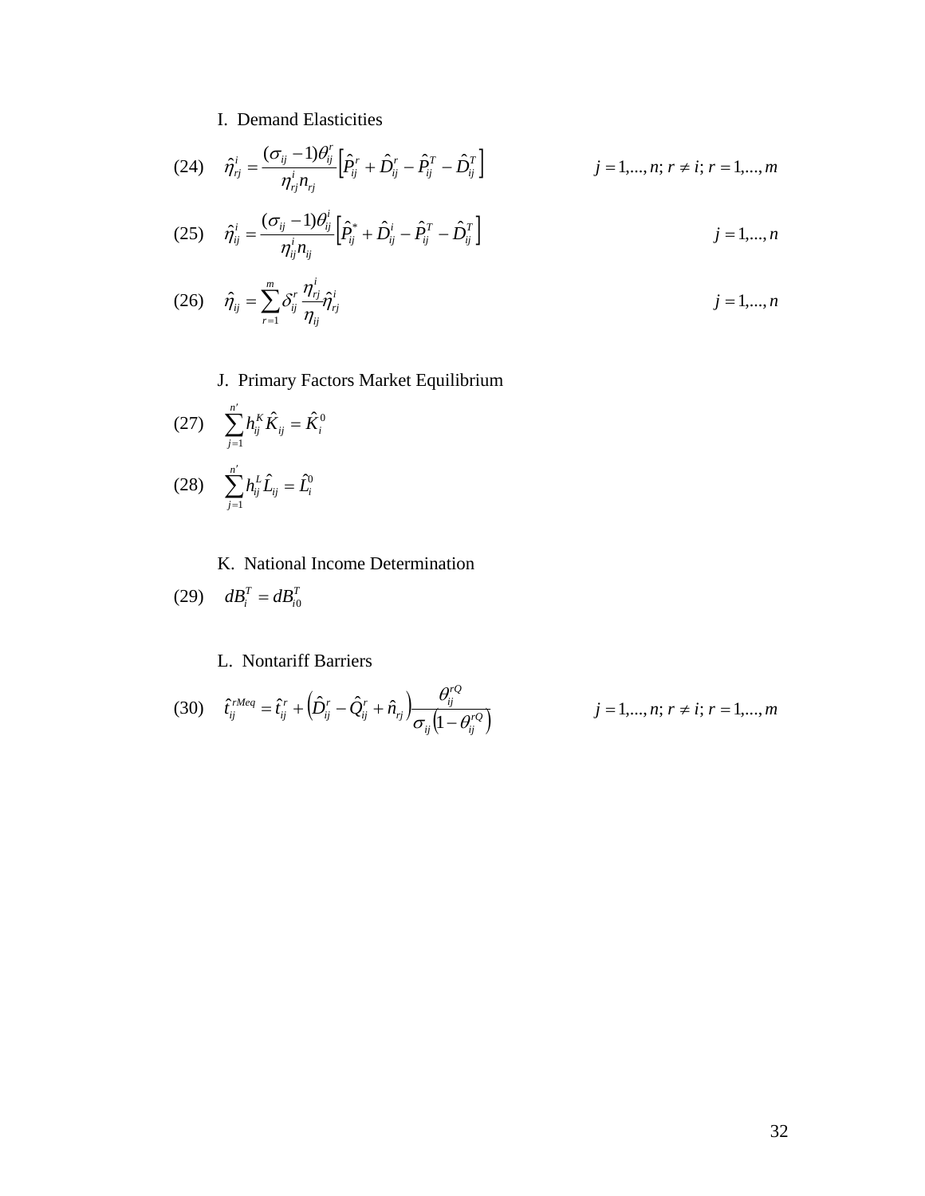I. Demand Elasticities

$$(24) \quad \hat{\eta}_{rj}^{i} = \frac{(\sigma_{ij} - 1)\theta_{ij}^{r}}{\eta_{rj}^{i} n_{rj}} \left[ \hat{P}_{ij}^{r} + \hat{D}_{ij}^{r} - \hat{P}_{ij}^{T} - \hat{D}_{ij}^{T} \right] \qquad j = 1,...,n;\ r \neq i;\ r = 1,...,m$$

$$(25) \quad \hat{\eta}_{ij}^{i} = \frac{(\sigma_{ij} - 1)\theta_{ij}^{i}}{\eta_{ij}^{i} n_{ij}} \left[ \hat{P}_{ij}^{*} + \hat{D}_{ij}^{i} - \hat{P}_{ij}^{T} - \hat{D}_{ij}^{T} \right] \qquad j = 1,...,n$$

$$(26) \quad \hat{\eta}_{ij} = \sum_{r=1}^{m} \delta_{ij}^{r} \frac{\eta_{rj}^{i}}{\eta_{ij}} \hat{\eta}_{rj}^{i} \qquad j = 1,...,n$$

J. Primary Factors Market Equilibrium

$$(27) \quad \sum_{j=1}^{n'} h_{ij}^{K} \hat{K}_{ij} = \hat{K}_{i}^{0}$$

$$(28) \quad \sum_{j=1}^{n'} h_{ij}^{L} \hat{L}_{ij} = \hat{L}_{i}^{0}$$

K. National Income Determination

$$(29) \quad dB_{i}^{T} = dB_{i0}^{T}$$

L. Nontariff Barriers

$$(30) \quad \hat{t}_{ij}^{rMeq} = \hat{t}_{ij}^{r} + \left( \hat{D}_{ij}^{r} - \hat{Q}_{ij}^{r} + \hat{n}_{rj} \right) \frac{\theta_{ij}^{rQ}}{\sigma_{ij}\left(1 - \theta_{ij}^{rQ}\right)} \qquad j = 1,...,n;\ r \neq i;\ r = 1,...,m$$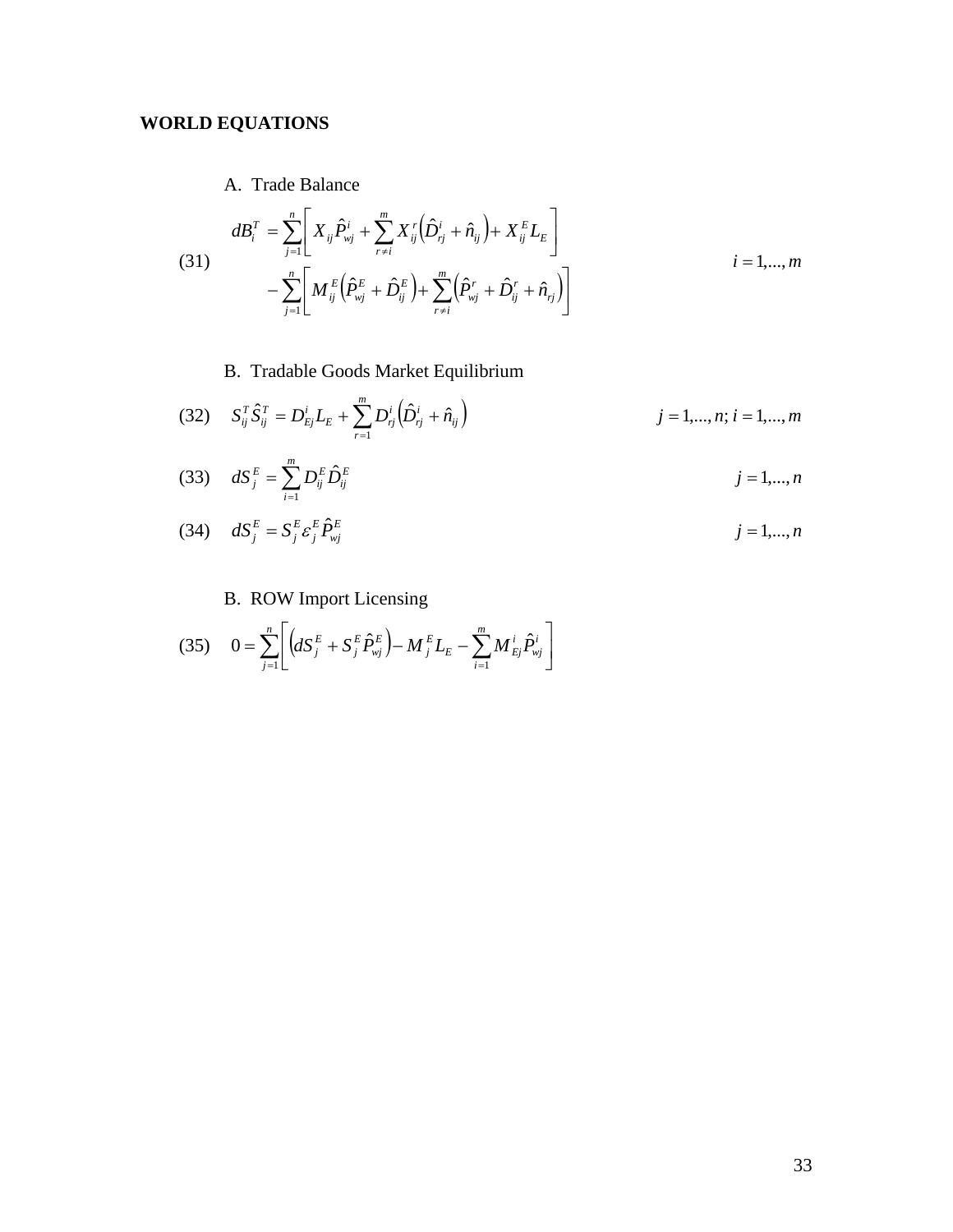**WORLD EQUATIONS**

A. Trade Balance

$$
\begin{aligned}
(31)\quad dB_i^T &= \sum_{j=1}^{n}\left[ X_{ij}\hat{P}_{wj}^{i} + \sum_{r\neq i}^{m} X_{ij}^{r}\left(\hat{D}_{rj}^{i} + \hat{n}_{ij}\right) + X_{ij}^{E} L_E \right] \\
&\quad - \sum_{j=1}^{n}\left[ M_{ij}^{E}\left(\hat{P}_{wj}^{E} + \hat{D}_{ij}^{E}\right) + \sum_{r\neq i}^{m}\left(\hat{P}_{wj}^{r} + \hat{D}_{ij}^{r} + \hat{n}_{rj}\right) \right] \qquad i = 1,\ldots,m
\end{aligned}
$$

B. Tradable Goods Market Equilibrium

$$
(32)\quad S_{ij}^{T}\hat{S}_{ij}^{T} = D_{Ej}^{i} L_E + \sum_{r=1}^{m} D_{rj}^{i}\left(\hat{D}_{rj}^{i} + \hat{n}_{ij}\right) \qquad j = 1,\ldots,n;\ i = 1,\ldots,m
$$

$$
(33)\quad dS_j^{E} = \sum_{i=1}^{m} D_{ij}^{E}\hat{D}_{ij}^{E} \qquad j = 1,\ldots,n
$$

$$
(34)\quad dS_j^{E} = S_j^{E}\varepsilon_j^{E}\hat{P}_{wj}^{E} \qquad j = 1,\ldots,n
$$

B. ROW Import Licensing

$$
(35)\quad 0 = \sum_{j=1}^{n}\left[ \left(dS_j^{E} + S_j^{E}\hat{P}_{wj}^{E}\right) - M_j^{E} L_E - \sum_{i=1}^{m} M_{Ej}^{i}\hat{P}_{wj}^{i} \right]
$$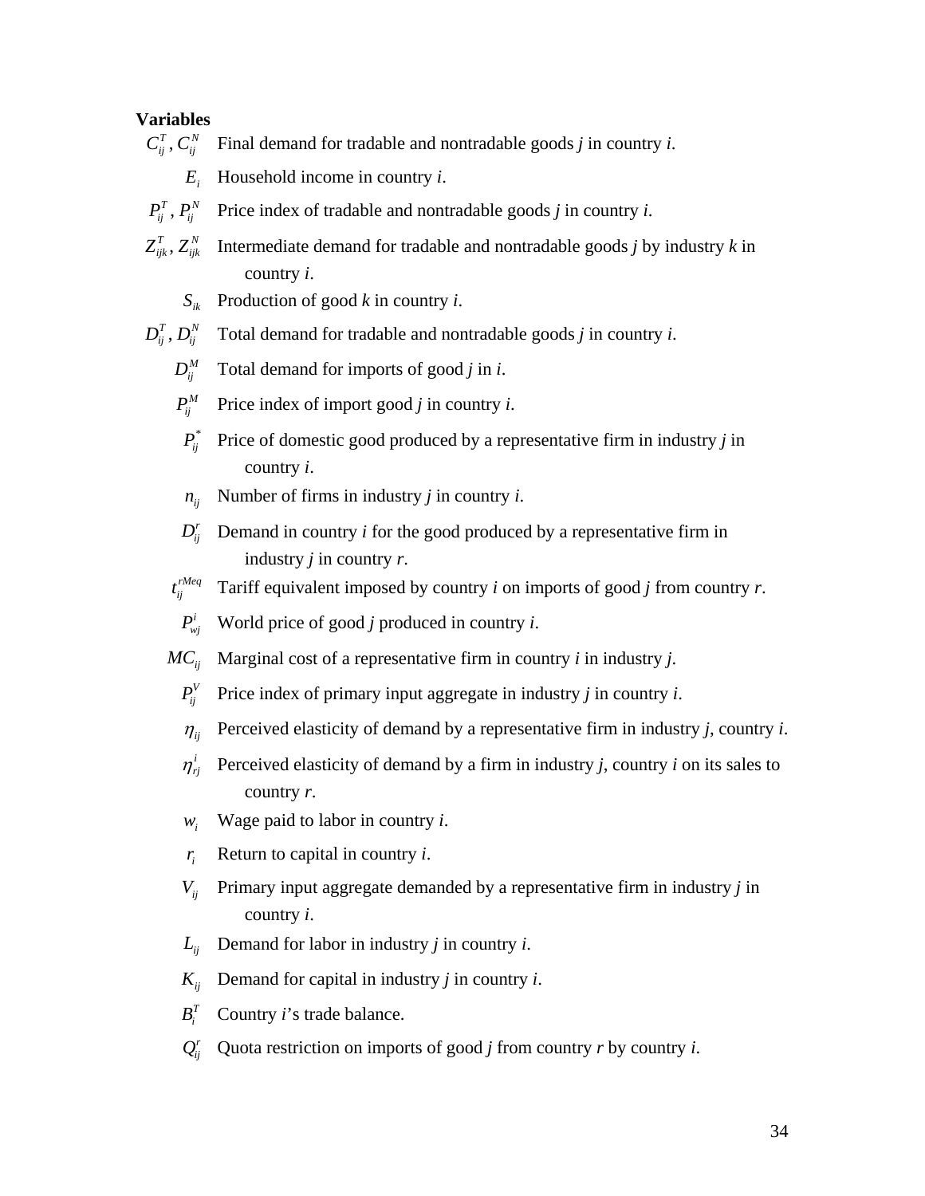**Variables**

$C_{ij}^{T}$, $C_{ij}^{N}$ Final demand for tradable and nontradable goods *j* in country *i*.

$E_{i}$ Household income in country *i*.

$P_{ij}^{T}$, $P_{ij}^{N}$ Price index of tradable and nontradable goods *j* in country *i*.

$Z_{ijk}^{T}$, $Z_{ijk}^{N}$ Intermediate demand for tradable and nontradable goods *j* by industry *k* in country *i*.

$S_{ik}$ Production of good *k* in country *i*.

$D_{ij}^{T}$, $D_{ij}^{N}$ Total demand for tradable and nontradable goods *j* in country *i*.

$D_{ij}^{M}$ Total demand for imports of good *j* in *i*.

$P_{ij}^{M}$ Price index of import good *j* in country *i*.

$P_{ij}^{*}$ Price of domestic good produced by a representative firm in industry *j* in country *i*.

$n_{ij}$ Number of firms in industry *j* in country *i*.

$D_{ij}^{r}$ Demand in country *i* for the good produced by a representative firm in industry *j* in country *r*.

$t_{ij}^{rMeq}$ Tariff equivalent imposed by country *i* on imports of good *j* from country *r*.

$P_{wj}^{i}$ World price of good *j* produced in country *i*.

$MC_{ij}$ Marginal cost of a representative firm in country *i* in industry *j*.

$P_{ij}^{V}$ Price index of primary input aggregate in industry *j* in country *i*.

$\eta_{ij}$ Perceived elasticity of demand by a representative firm in industry *j*, country *i*.

$\eta_{rj}^{i}$ Perceived elasticity of demand by a firm in industry *j*, country *i* on its sales to country *r*.

$w_{i}$ Wage paid to labor in country *i*.

$r_{i}$ Return to capital in country *i*.

$V_{ij}$ Primary input aggregate demanded by a representative firm in industry *j* in country *i*.

$L_{ij}$ Demand for labor in industry *j* in country *i*.

$K_{ij}$ Demand for capital in industry *j* in country *i*.

$B_{i}^{T}$ Country *i*'s trade balance.

$Q_{ij}^{r}$ Quota restriction on imports of good *j* from country *r* by country *i*.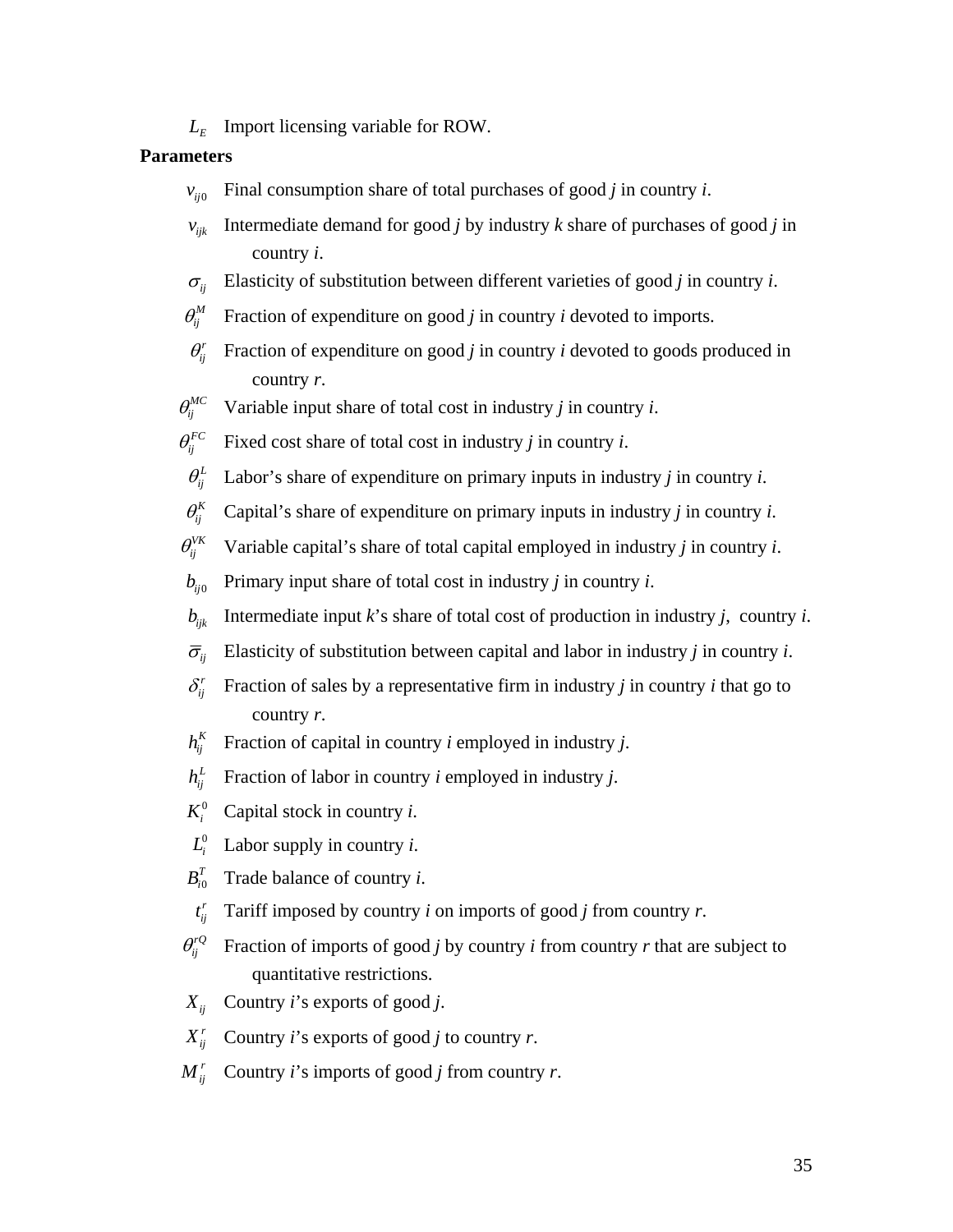$L_E$ Import licensing variable for ROW.

**Parameters**

$v_{ij0}$ Final consumption share of total purchases of good *j* in country *i*.

$v_{ijk}$ Intermediate demand for good *j* by industry *k* share of purchases of good *j* in country *i*.

$\sigma_{ij}$ Elasticity of substitution between different varieties of good *j* in country *i*.

$\theta_{ij}^{M}$ Fraction of expenditure on good *j* in country *i* devoted to imports.

$\theta_{ij}^{r}$ Fraction of expenditure on good *j* in country *i* devoted to goods produced in country *r*.

$\theta_{ij}^{MC}$ Variable input share of total cost in industry *j* in country *i*.

$\theta_{ij}^{FC}$ Fixed cost share of total cost in industry *j* in country *i*.

$\theta_{ij}^{L}$ Labor's share of expenditure on primary inputs in industry *j* in country *i*.

$\theta_{ij}^{K}$ Capital's share of expenditure on primary inputs in industry *j* in country *i*.

$\theta_{ij}^{VK}$ Variable capital's share of total capital employed in industry *j* in country *i*.

$b_{ij0}$ Primary input share of total cost in industry *j* in country *i*.

$b_{ijk}$ Intermediate input *k*'s share of total cost of production in industry *j*, country *i*.

$\bar{\sigma}_{ij}$ Elasticity of substitution between capital and labor in industry *j* in country *i*.

$\delta_{ij}^{r}$ Fraction of sales by a representative firm in industry *j* in country *i* that go to country *r*.

$h_{ij}^{K}$ Fraction of capital in country *i* employed in industry *j*.

$h_{ij}^{L}$ Fraction of labor in country *i* employed in industry *j*.

$K_i^0$ Capital stock in country *i*.

$L_i^0$ Labor supply in country *i*.

$B_{i0}^{T}$ Trade balance of country *i*.

$t_{ij}^{r}$ Tariff imposed by country *i* on imports of good *j* from country *r*.

$\theta_{ij}^{rQ}$ Fraction of imports of good *j* by country *i* from country *r* that are subject to quantitative restrictions.

$X_{ij}$ Country *i*'s exports of good *j*.

$X_{ij}^{r}$ Country *i*'s exports of good *j* to country *r*.

$M_{ij}^{r}$ Country *i*'s imports of good *j* from country *r*.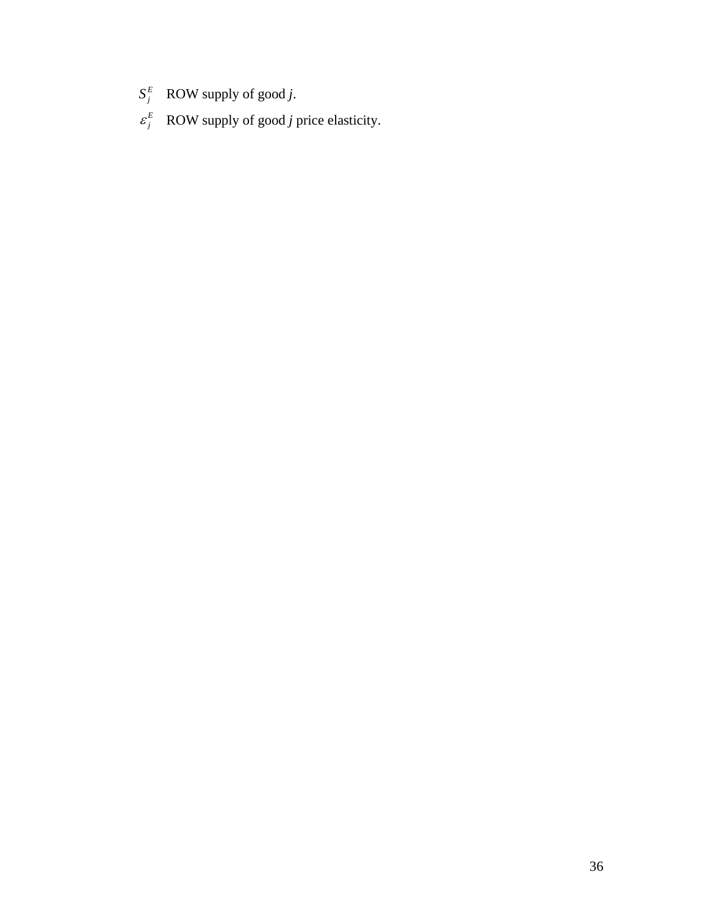$S_j^E$ ROW supply of good *j*.

$\varepsilon_j^E$ ROW supply of good *j* price elasticity.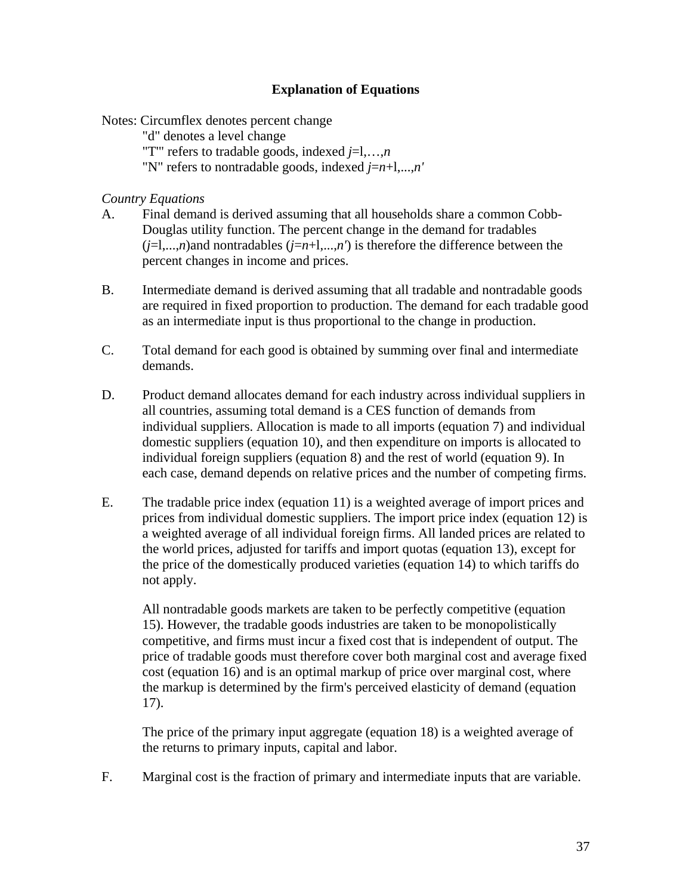## Explanation of Equations

Notes: Circumflex denotes percent change

"d" denotes a level change

"T'" refers to tradable goods, indexed $j$=l,…,$n$

"N" refers to nontradable goods, indexed $j$=$n$+l,...,$n'$

*Country Equations*

A. Final demand is derived assuming that all households share a common Cobb-Douglas utility function. The percent change in the demand for tradables ($j$=l,...,$n$)and nontradables ($j$=$n$+l,...,$n'$) is therefore the difference between the percent changes in income and prices.

B. Intermediate demand is derived assuming that all tradable and nontradable goods are required in fixed proportion to production. The demand for each tradable good as an intermediate input is thus proportional to the change in production.

C. Total demand for each good is obtained by summing over final and intermediate demands.

D. Product demand allocates demand for each industry across individual suppliers in all countries, assuming total demand is a CES function of demands from individual suppliers. Allocation is made to all imports (equation 7) and individual domestic suppliers (equation 10), and then expenditure on imports is allocated to individual foreign suppliers (equation 8) and the rest of world (equation 9). In each case, demand depends on relative prices and the number of competing firms.

E. The tradable price index (equation 11) is a weighted average of import prices and prices from individual domestic suppliers. The import price index (equation 12) is a weighted average of all individual foreign firms. All landed prices are related to the world prices, adjusted for tariffs and import quotas (equation 13), except for the price of the domestically produced varieties (equation 14) to which tariffs do not apply.

All nontradable goods markets are taken to be perfectly competitive (equation 15). However, the tradable goods industries are taken to be monopolistically competitive, and firms must incur a fixed cost that is independent of output. The price of tradable goods must therefore cover both marginal cost and average fixed cost (equation 16) and is an optimal markup of price over marginal cost, where the markup is determined by the firm's perceived elasticity of demand (equation 17).

The price of the primary input aggregate (equation 18) is a weighted average of the returns to primary inputs, capital and labor.

F. Marginal cost is the fraction of primary and intermediate inputs that are variable.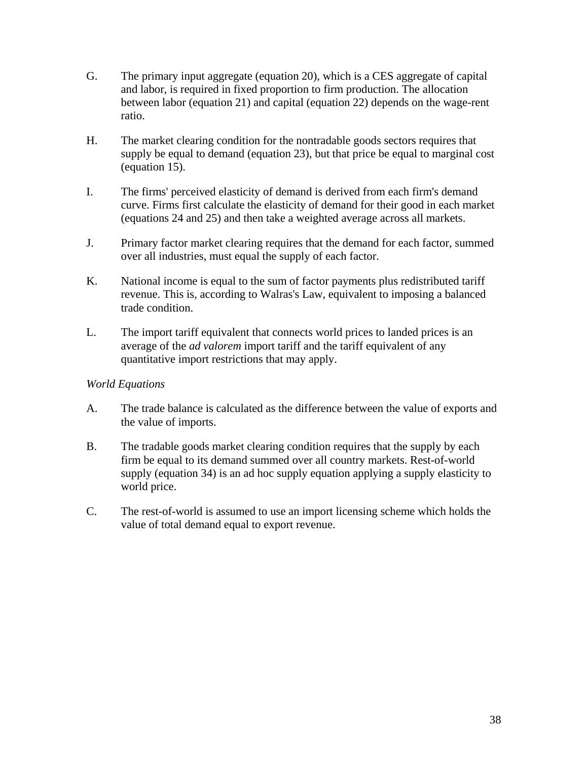G. The primary input aggregate (equation 20), which is a CES aggregate of capital and labor, is required in fixed proportion to firm production. The allocation between labor (equation 21) and capital (equation 22) depends on the wage-rent ratio.

H. The market clearing condition for the nontradable goods sectors requires that supply be equal to demand (equation 23), but that price be equal to marginal cost (equation 15).

I. The firms' perceived elasticity of demand is derived from each firm's demand curve. Firms first calculate the elasticity of demand for their good in each market (equations 24 and 25) and then take a weighted average across all markets.

J. Primary factor market clearing requires that the demand for each factor, summed over all industries, must equal the supply of each factor.

K. National income is equal to the sum of factor payments plus redistributed tariff revenue. This is, according to Walras's Law, equivalent to imposing a balanced trade condition.

L. The import tariff equivalent that connects world prices to landed prices is an average of the *ad valorem* import tariff and the tariff equivalent of any quantitative import restrictions that may apply.

*World Equations*

A. The trade balance is calculated as the difference between the value of exports and the value of imports.

B. The tradable goods market clearing condition requires that the supply by each firm be equal to its demand summed over all country markets. Rest-of-world supply (equation 34) is an ad hoc supply equation applying a supply elasticity to world price.

C. The rest-of-world is assumed to use an import licensing scheme which holds the value of total demand equal to export revenue.